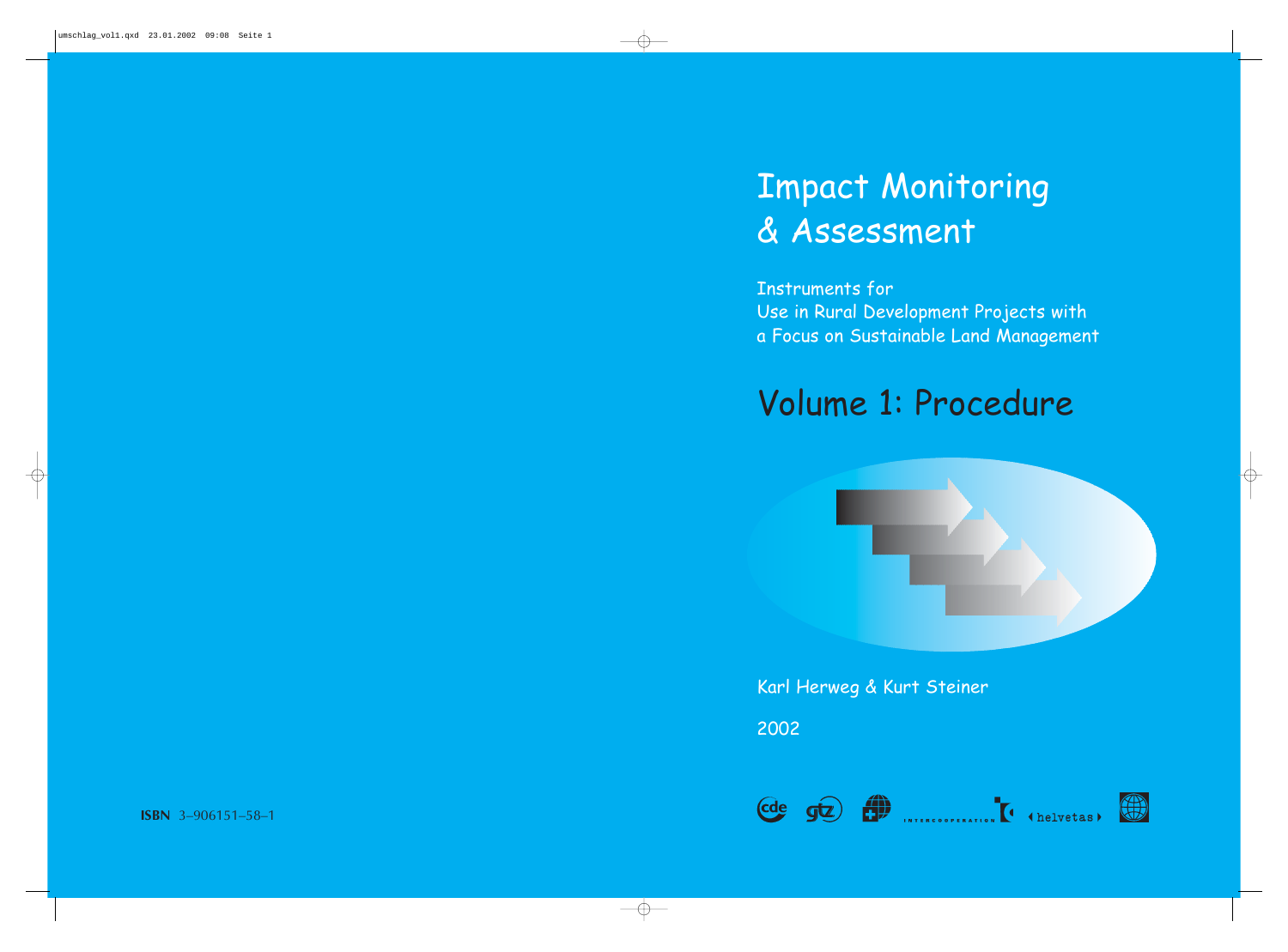# Impact Monitoring & Assessment

Instruments for Use in Rural Development Projects with a Focus on Sustainable Land Management

## Volume 1: Procedure

Karl Herweg & Kurt Steiner

2002

**ISBN** 3–906151–58–1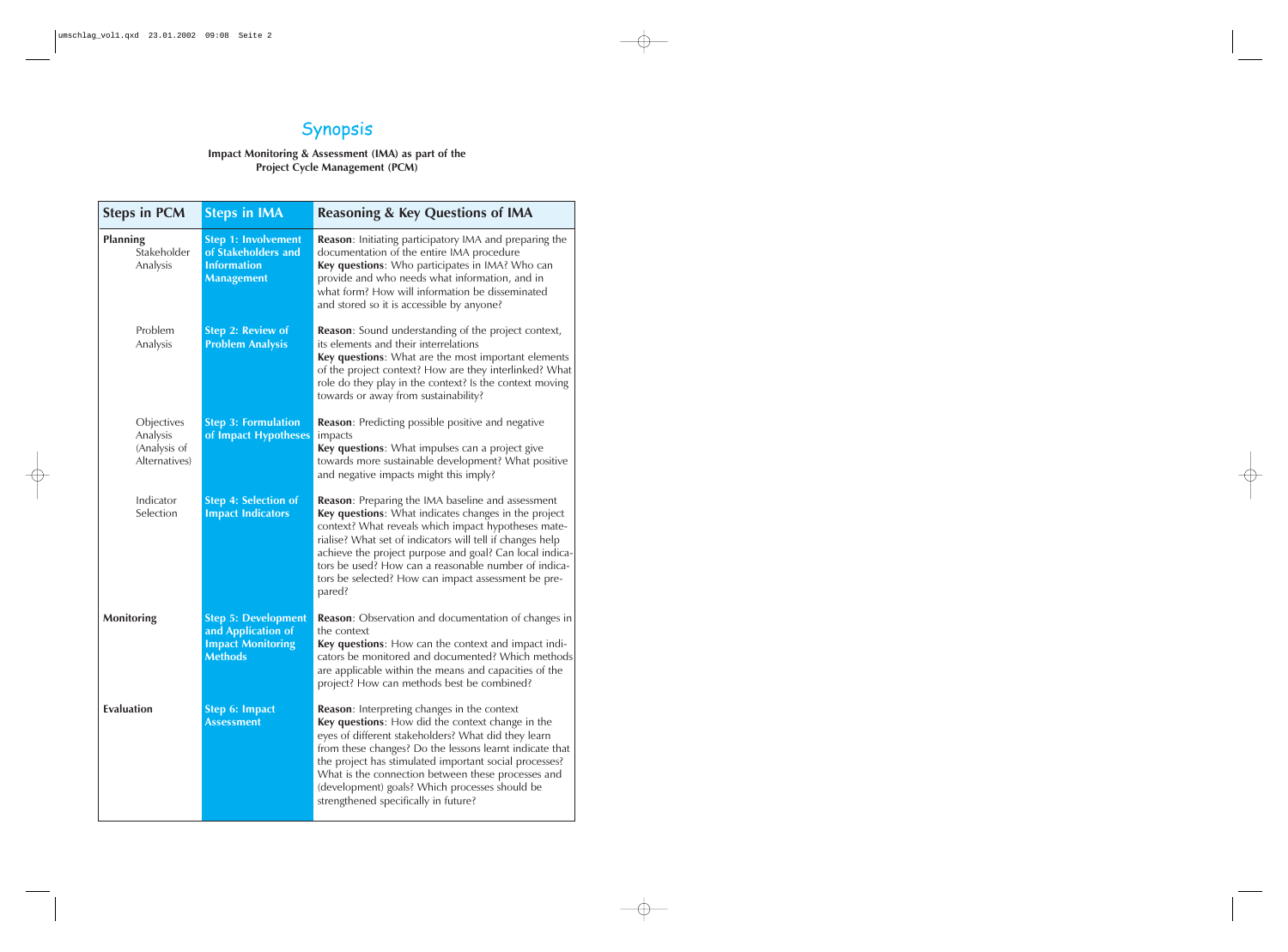# Synopsis

**Impact Monitoring & Assessment (IMA) as part of the Project Cycle Management (PCM)**

| Steps in PCM | Steps in IMA | Reasoning & Key Questions of IMA |
|---|---|---|
| **Planning** Stakeholder Analysis | **Step 1: Involvement of Stakeholders and Information Management** | **Reason**: Initiating participatory IMA and preparing the documentation of the entire IMA procedure **Key questions**: Who participates in IMA? Who can provide and who needs what information, and in what form? How will information be disseminated and stored so it is accessible by anyone? |
| Problem Analysis | **Step 2: Review of Problem Analysis** | **Reason**: Sound understanding of the project context, its elements and their interrelations **Key questions**: What are the most important elements of the project context? How are they interlinked? What role do they play in the context? Is the context moving towards or away from sustainability? |
| Objectives Analysis (Analysis of Alternatives) | **Step 3: Formulation of Impact Hypotheses** | **Reason**: Predicting possible positive and negative impacts **Key questions**: What impulses can a project give towards more sustainable development? What positive and negative impacts might this imply? |
| Indicator Selection | **Step 4: Selection of Impact Indicators** | **Reason**: Preparing the IMA baseline and assessment **Key questions**: What indicates changes in the project context? What reveals which impact hypotheses materialise? What set of indicators will tell if changes help achieve the project purpose and goal? Can local indicators be used? How can a reasonable number of indicators be selected? How can impact assessment be prepared? |
| **Monitoring** | **Step 5: Development and Application of Impact Monitoring Methods** | **Reason**: Observation and documentation of changes in the context **Key questions**: How can the context and impact indicators be monitored and documented? Which methods are applicable within the means and capacities of the project? How can methods best be combined? |
| **Evaluation** | **Step 6: Impact Assessment** | **Reason**: Interpreting changes in the context **Key questions**: How did the context change in the eyes of different stakeholders? What did they learn from these changes? Do the lessons learnt indicate that the project has stimulated important social processes? What is the connection between these processes and (development) goals? Which processes should be strengthened specifically in future? |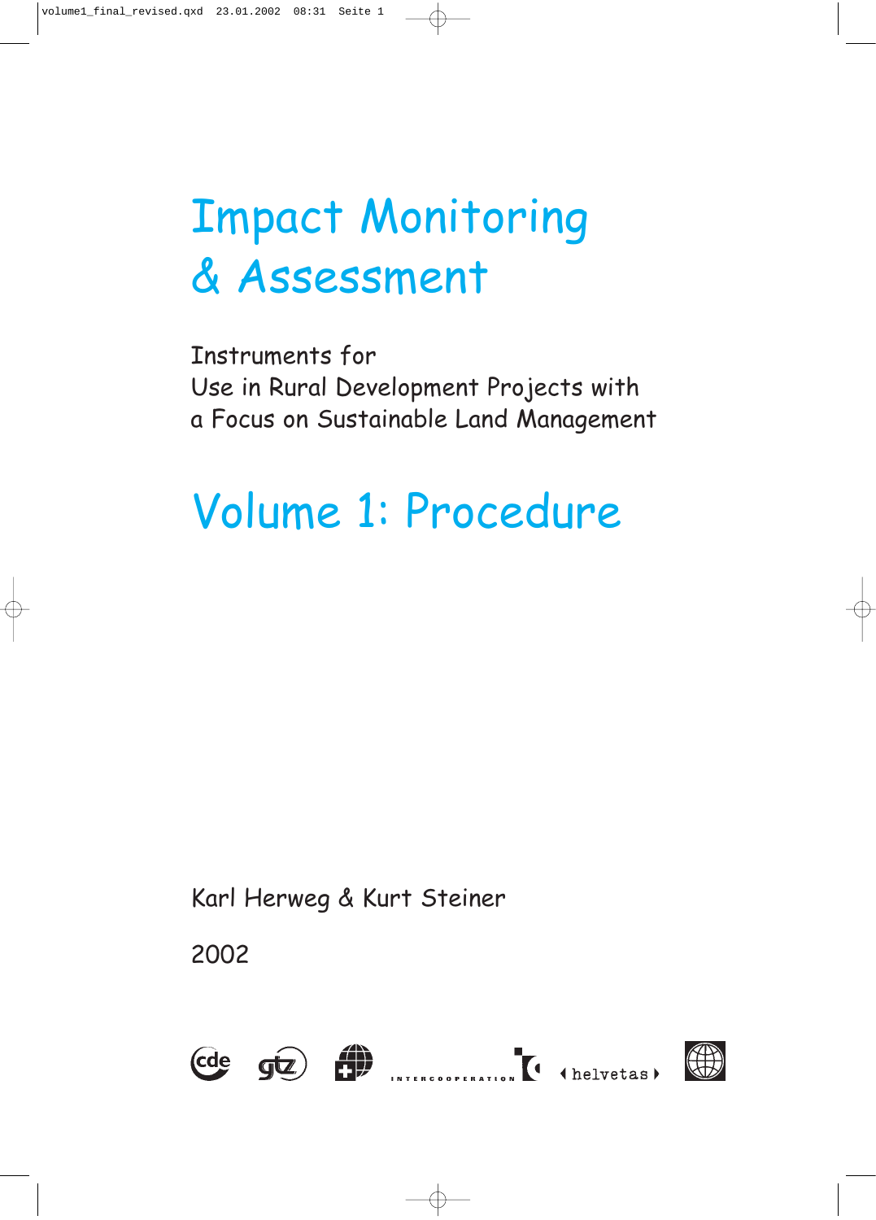# Impact Monitoring & Assessment

Instruments for
Use in Rural Development Projects with
a Focus on Sustainable Land Management

# Volume 1: Procedure

Karl Herweg & Kurt Steiner

2002

INTERCOOPERATION

helvetas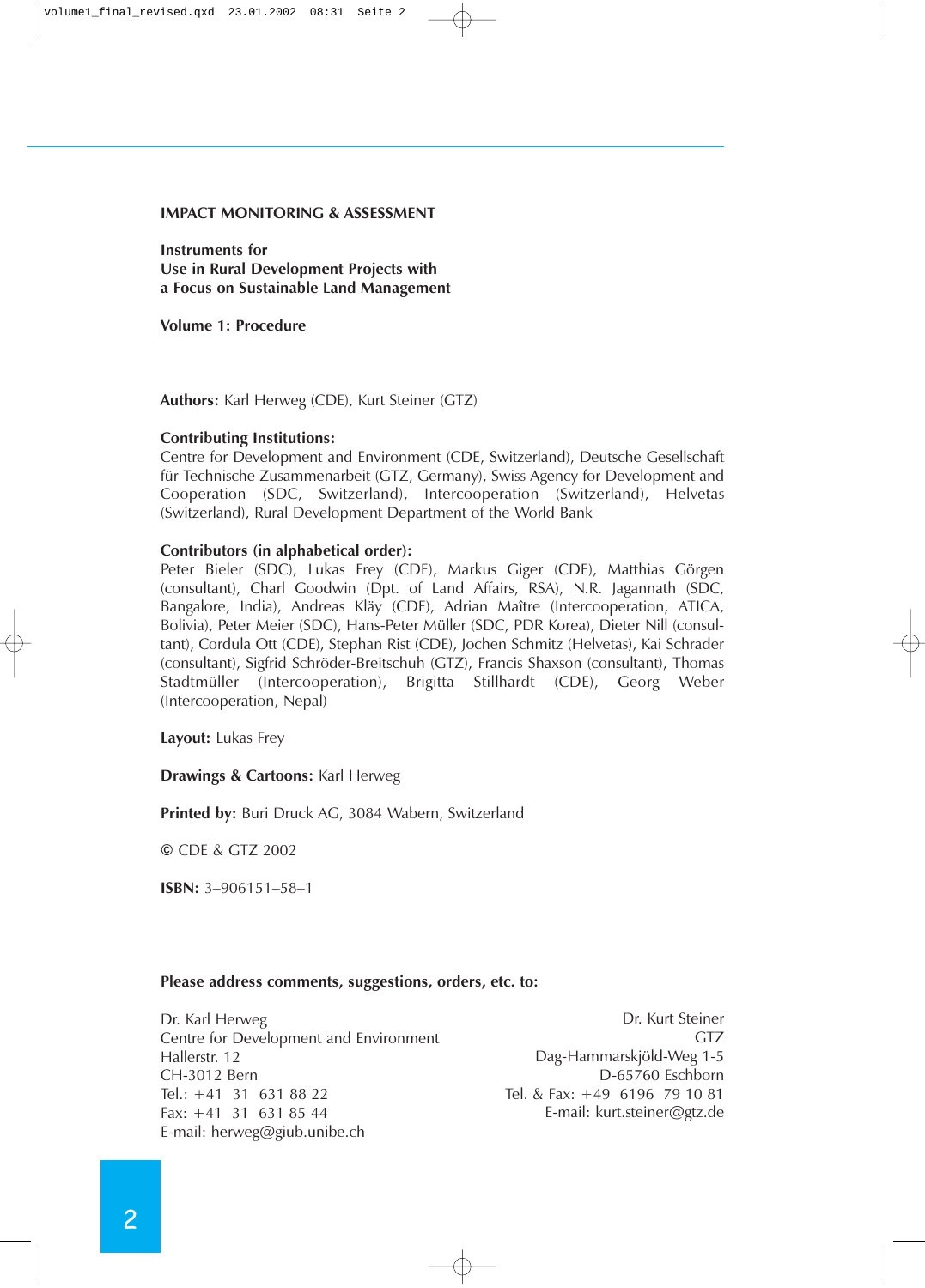**IMPACT MONITORING & ASSESSMENT**

**Instruments for**
**Use in Rural Development Projects with**
**a Focus on Sustainable Land Management**

**Volume 1: Procedure**

**Authors:** Karl Herweg (CDE), Kurt Steiner (GTZ)

**Contributing Institutions:**
Centre for Development and Environment (CDE, Switzerland), Deutsche Gesellschaft für Technische Zusammenarbeit (GTZ, Germany), Swiss Agency for Development and Cooperation (SDC, Switzerland), Intercooperation (Switzerland), Helvetas (Switzerland), Rural Development Department of the World Bank

**Contributors (in alphabetical order):**
Peter Bieler (SDC), Lukas Frey (CDE), Markus Giger (CDE), Matthias Görgen (consultant), Charl Goodwin (Dpt. of Land Affairs, RSA), N.R. Jagannath (SDC, Bangalore, India), Andreas Kläy (CDE), Adrian Maître (Intercooperation, ATICA, Bolivia), Peter Meier (SDC), Hans-Peter Müller (SDC, PDR Korea), Dieter Nill (consultant), Cordula Ott (CDE), Stephan Rist (CDE), Jochen Schmitz (Helvetas), Kai Schrader (consultant), Sigfrid Schröder-Breitschuh (GTZ), Francis Shaxson (consultant), Thomas Stadtmüller (Intercooperation), Brigitta Stillhardt (CDE), Georg Weber (Intercooperation, Nepal)

**Layout:** Lukas Frey

**Drawings & Cartoons:** Karl Herweg

**Printed by:** Buri Druck AG, 3084 Wabern, Switzerland

© CDE & GTZ 2002

**ISBN:** 3–906151–58–1

**Please address comments, suggestions, orders, etc. to:**

Dr. Karl Herweg
Centre for Development and Environment
Hallerstr. 12
CH-3012 Bern
Tel.: +41 31 631 88 22
Fax: +41 31 631 85 44
E-mail: herweg@giub.unibe.ch

Dr. Kurt Steiner
GTZ
Dag-Hammarskjöld-Weg 1-5
D-65760 Eschborn
Tel. & Fax: +49 6196 79 10 81
E-mail: kurt.steiner@gtz.de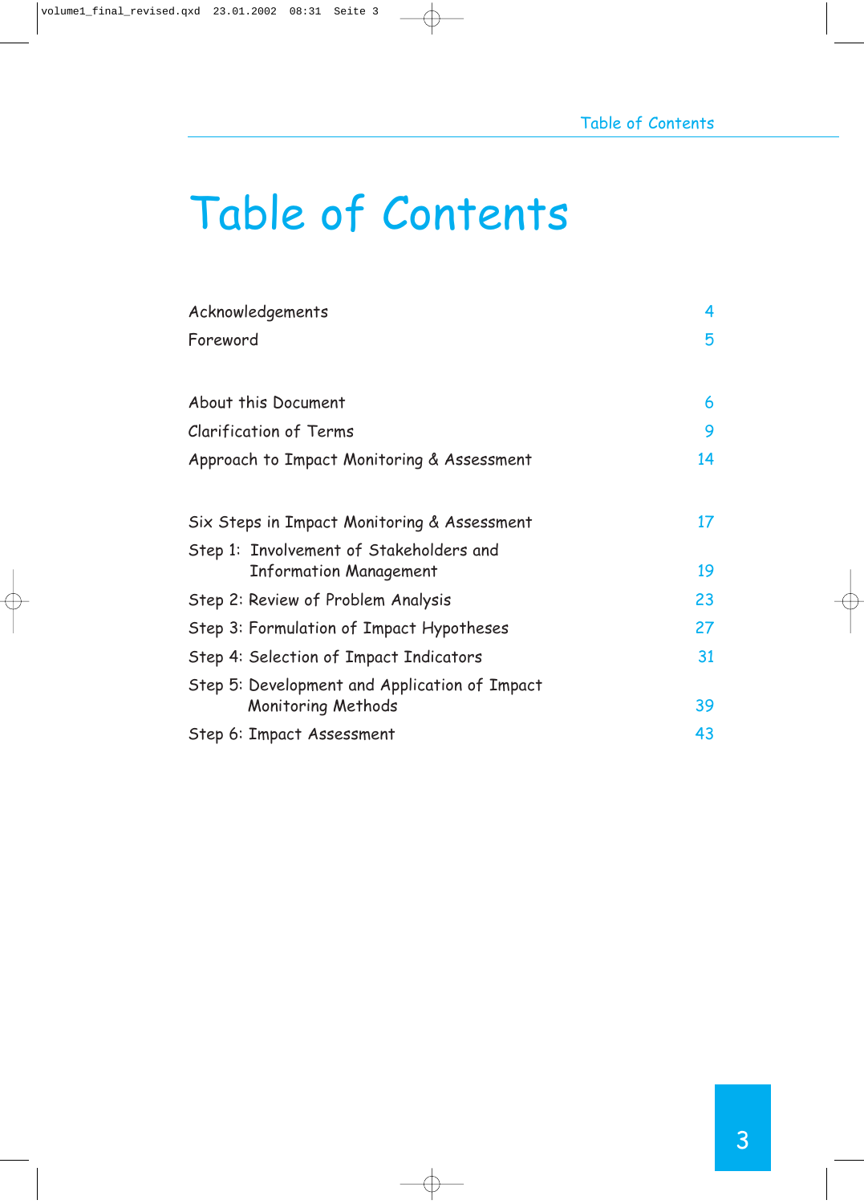# Table of Contents

| | |
|---|---|
| Acknowledgements | 4 |
| Foreword | 5 |
| | |
| About this Document | 6 |
| Clarification of Terms | 9 |
| Approach to Impact Monitoring & Assessment | 14 |
| | |
| Six Steps in Impact Monitoring & Assessment | 17 |
| Step 1: Involvement of Stakeholders and Information Management | 19 |
| Step 2: Review of Problem Analysis | 23 |
| Step 3: Formulation of Impact Hypotheses | 27 |
| Step 4: Selection of Impact Indicators | 31 |
| Step 5: Development and Application of Impact Monitoring Methods | 39 |
| Step 6: Impact Assessment | 43 |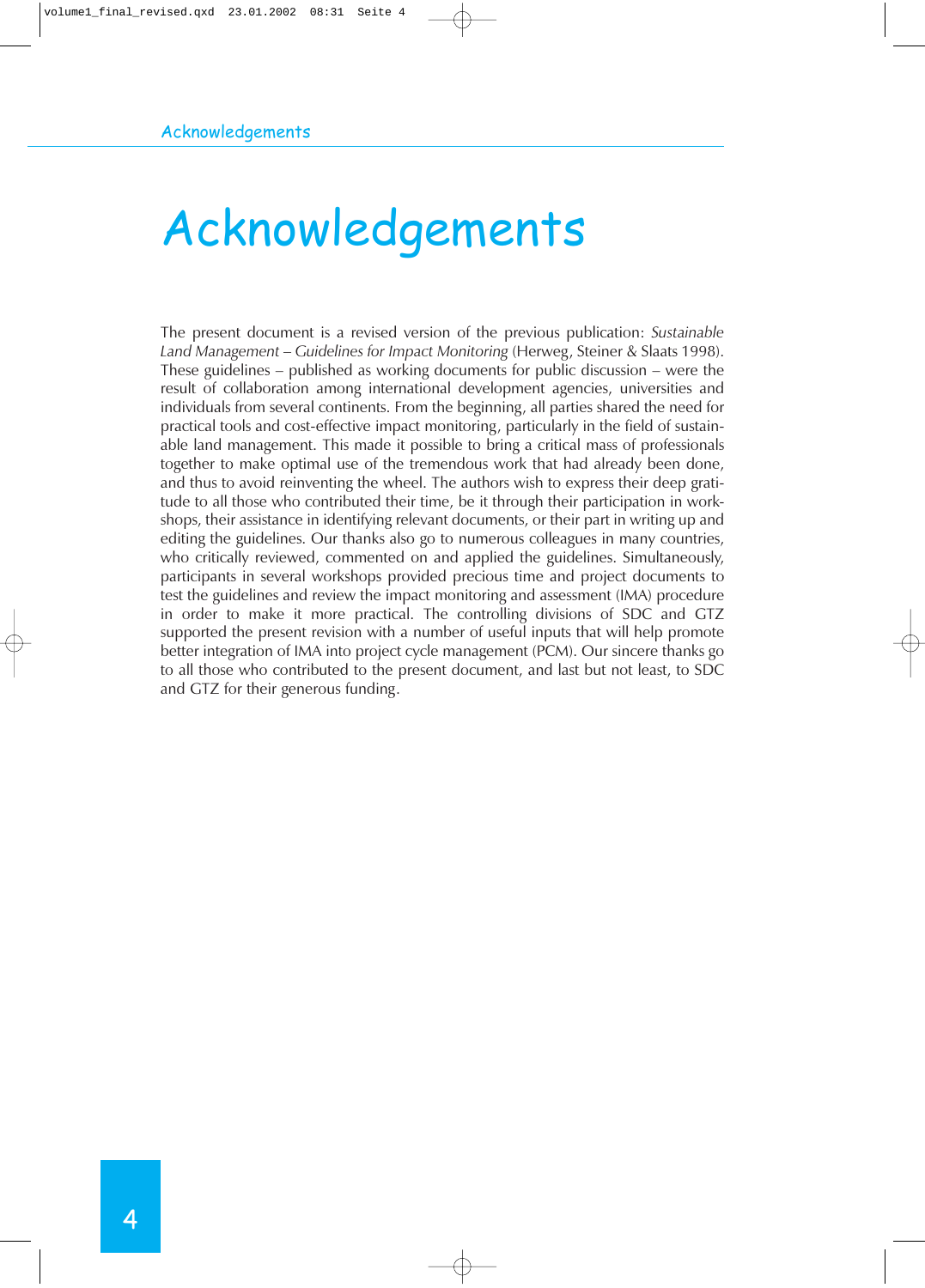# Acknowledgements

The present document is a revised version of the previous publication: *Sustainable Land Management – Guidelines for Impact Monitoring* (Herweg, Steiner & Slaats 1998). These guidelines – published as working documents for public discussion – were the result of collaboration among international development agencies, universities and individuals from several continents. From the beginning, all parties shared the need for practical tools and cost-effective impact monitoring, particularly in the field of sustainable land management. This made it possible to bring a critical mass of professionals together to make optimal use of the tremendous work that had already been done, and thus to avoid reinventing the wheel. The authors wish to express their deep gratitude to all those who contributed their time, be it through their participation in workshops, their assistance in identifying relevant documents, or their part in writing up and editing the guidelines. Our thanks also go to numerous colleagues in many countries, who critically reviewed, commented on and applied the guidelines. Simultaneously, participants in several workshops provided precious time and project documents to test the guidelines and review the impact monitoring and assessment (IMA) procedure in order to make it more practical. The controlling divisions of SDC and GTZ supported the present revision with a number of useful inputs that will help promote better integration of IMA into project cycle management (PCM). Our sincere thanks go to all those who contributed to the present document, and last but not least, to SDC and GTZ for their generous funding.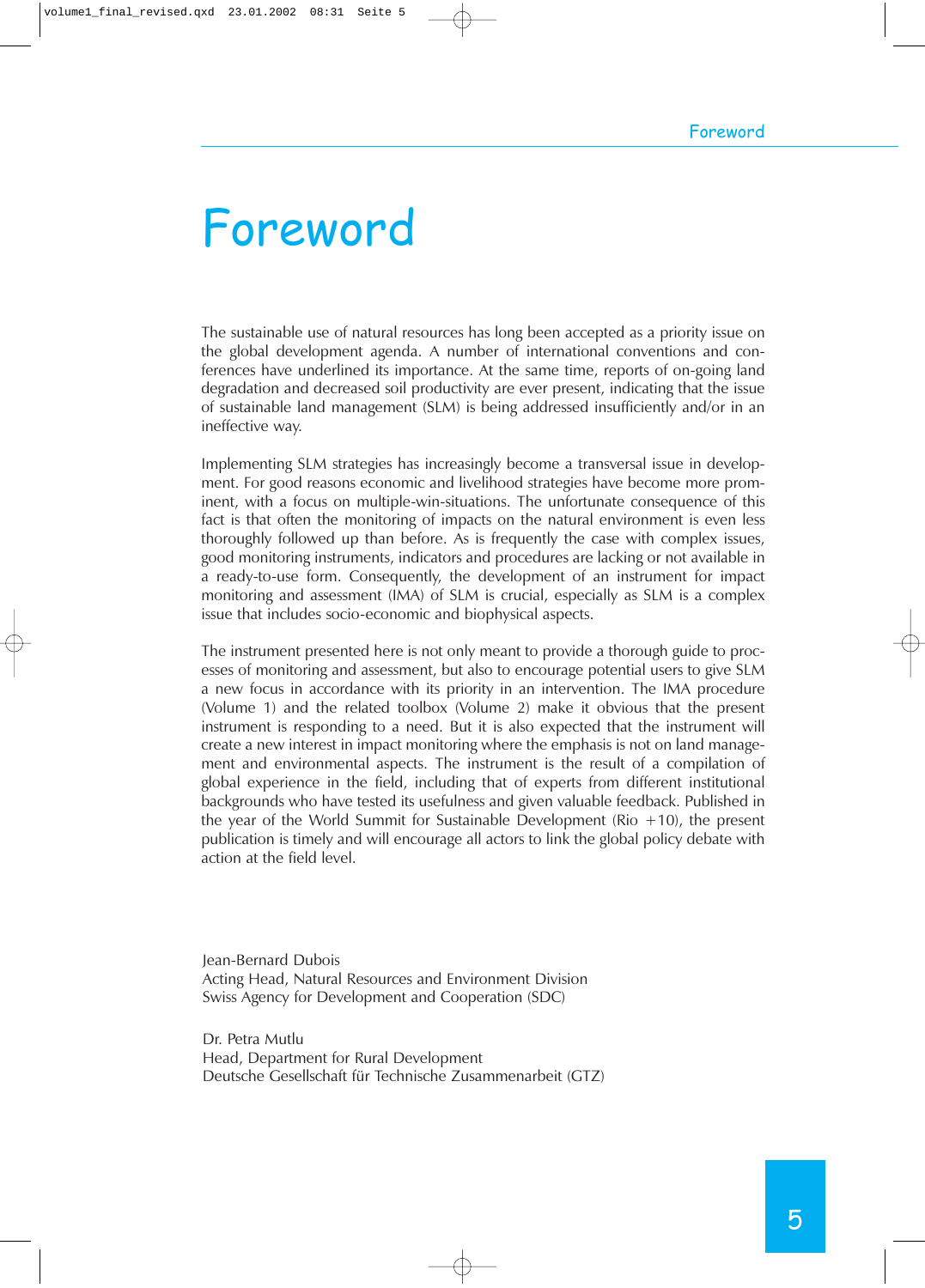# Foreword

The sustainable use of natural resources has long been accepted as a priority issue on the global development agenda. A number of international conventions and conferences have underlined its importance. At the same time, reports of on-going land degradation and decreased soil productivity are ever present, indicating that the issue of sustainable land management (SLM) is being addressed insufficiently and/or in an ineffective way.

Implementing SLM strategies has increasingly become a transversal issue in development. For good reasons economic and livelihood strategies have become more prominent, with a focus on multiple-win-situations. The unfortunate consequence of this fact is that often the monitoring of impacts on the natural environment is even less thoroughly followed up than before. As is frequently the case with complex issues, good monitoring instruments, indicators and procedures are lacking or not available in a ready-to-use form. Consequently, the development of an instrument for impact monitoring and assessment (IMA) of SLM is crucial, especially as SLM is a complex issue that includes socio-economic and biophysical aspects.

The instrument presented here is not only meant to provide a thorough guide to processes of monitoring and assessment, but also to encourage potential users to give SLM a new focus in accordance with its priority in an intervention. The IMA procedure (Volume 1) and the related toolbox (Volume 2) make it obvious that the present instrument is responding to a need. But it is also expected that the instrument will create a new interest in impact monitoring where the emphasis is not on land management and environmental aspects. The instrument is the result of a compilation of global experience in the field, including that of experts from different institutional backgrounds who have tested its usefulness and given valuable feedback. Published in the year of the World Summit for Sustainable Development (Rio +10), the present publication is timely and will encourage all actors to link the global policy debate with action at the field level.

Jean-Bernard Dubois  
Acting Head, Natural Resources and Environment Division  
Swiss Agency for Development and Cooperation (SDC)

Dr. Petra Mutlu  
Head, Department for Rural Development  
Deutsche Gesellschaft für Technische Zusammenarbeit (GTZ)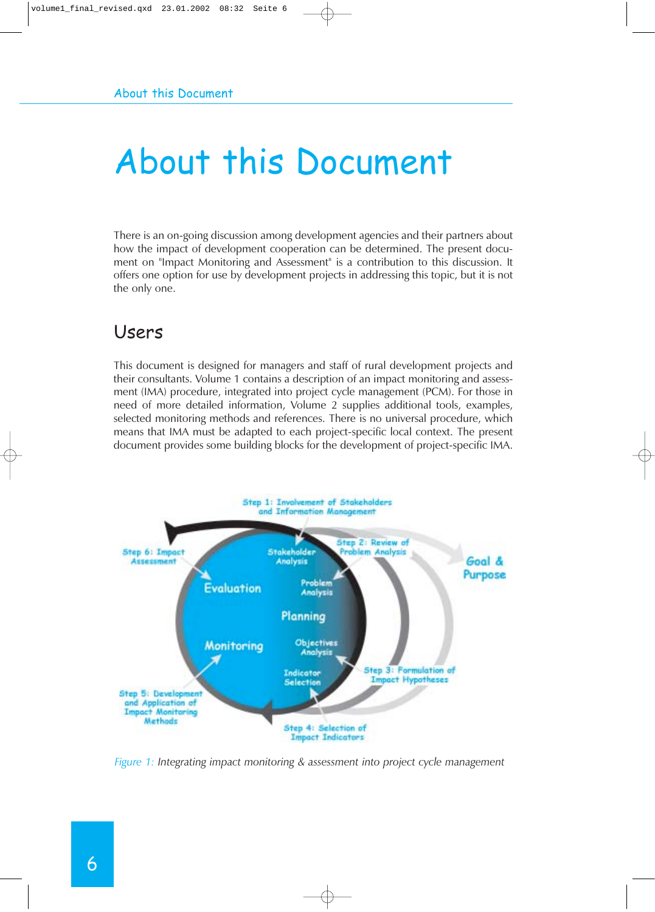# About this Document

There is an on-going discussion among development agencies and their partners about how the impact of development cooperation can be determined. The present document on "Impact Monitoring and Assessment" is a contribution to this discussion. It offers one option for use by development projects in addressing this topic, but it is not the only one.

## Users

This document is designed for managers and staff of rural development projects and their consultants. Volume 1 contains a description of an impact monitoring and assessment (IMA) procedure, integrated into project cycle management (PCM). For those in need of more detailed information, Volume 2 supplies additional tools, examples, selected monitoring methods and references. There is no universal procedure, which means that IMA must be adapted to each project-specific local context. The present document provides some building blocks for the development of project-specific IMA.

Figure 1: Integrating impact monitoring & assessment into project cycle management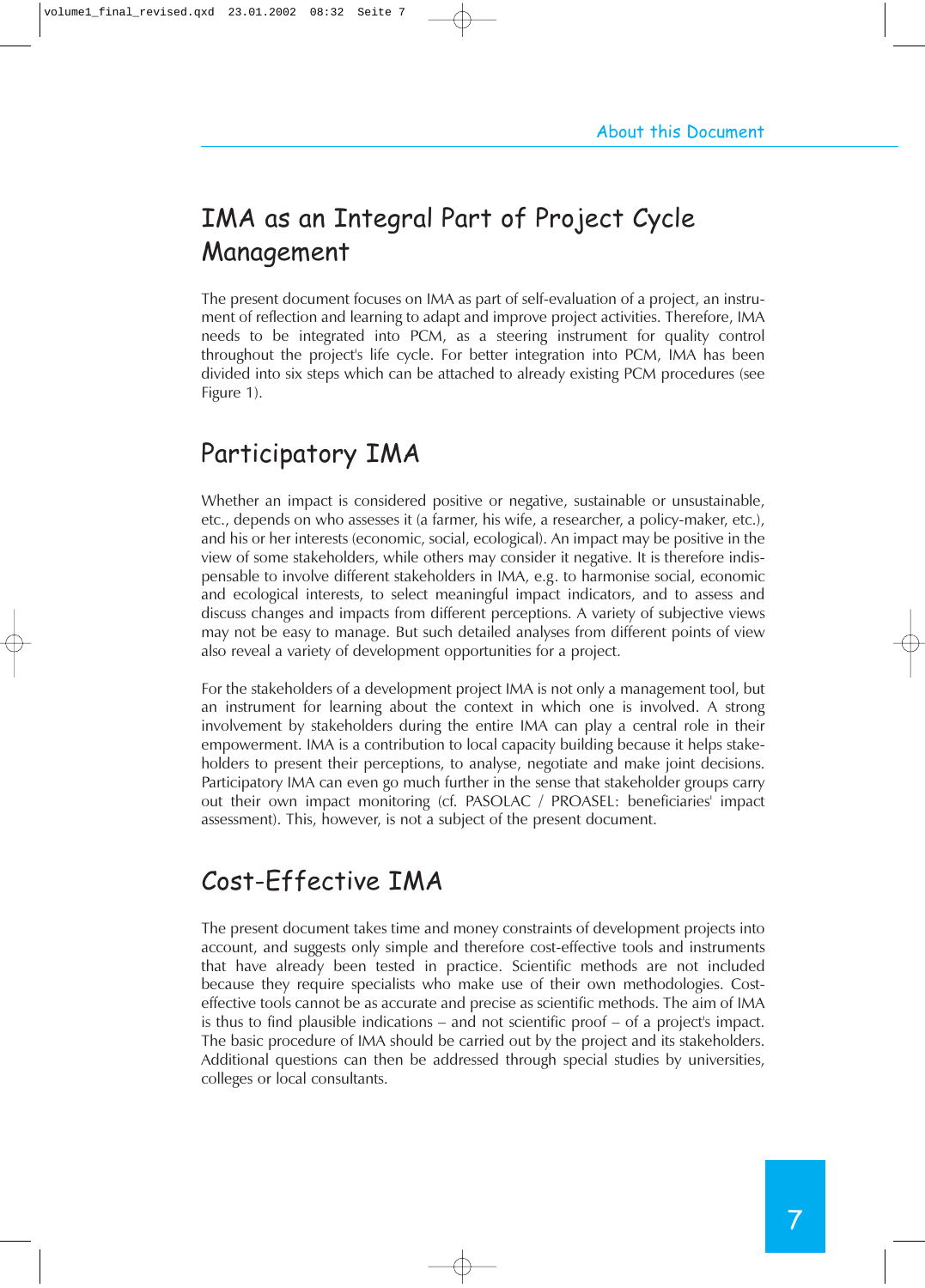## IMA as an Integral Part of Project Cycle Management

The present document focuses on IMA as part of self-evaluation of a project, an instrument of reflection and learning to adapt and improve project activities. Therefore, IMA needs to be integrated into PCM, as a steering instrument for quality control throughout the project's life cycle. For better integration into PCM, IMA has been divided into six steps which can be attached to already existing PCM procedures (see Figure 1).

## Participatory IMA

Whether an impact is considered positive or negative, sustainable or unsustainable, etc., depends on who assesses it (a farmer, his wife, a researcher, a policy-maker, etc.), and his or her interests (economic, social, ecological). An impact may be positive in the view of some stakeholders, while others may consider it negative. It is therefore indispensable to involve different stakeholders in IMA, e.g. to harmonise social, economic and ecological interests, to select meaningful impact indicators, and to assess and discuss changes and impacts from different perceptions. A variety of subjective views may not be easy to manage. But such detailed analyses from different points of view also reveal a variety of development opportunities for a project.

For the stakeholders of a development project IMA is not only a management tool, but an instrument for learning about the context in which one is involved. A strong involvement by stakeholders during the entire IMA can play a central role in their empowerment. IMA is a contribution to local capacity building because it helps stakeholders to present their perceptions, to analyse, negotiate and make joint decisions. Participatory IMA can even go much further in the sense that stakeholder groups carry out their own impact monitoring (cf. PASOLAC / PROASEL: beneficiaries' impact assessment). This, however, is not a subject of the present document.

## Cost-Effective IMA

The present document takes time and money constraints of development projects into account, and suggests only simple and therefore cost-effective tools and instruments that have already been tested in practice. Scientific methods are not included because they require specialists who make use of their own methodologies. Cost-effective tools cannot be as accurate and precise as scientific methods. The aim of IMA is thus to find plausible indications – and not scientific proof – of a project's impact. The basic procedure of IMA should be carried out by the project and its stakeholders. Additional questions can then be addressed through special studies by universities, colleges or local consultants.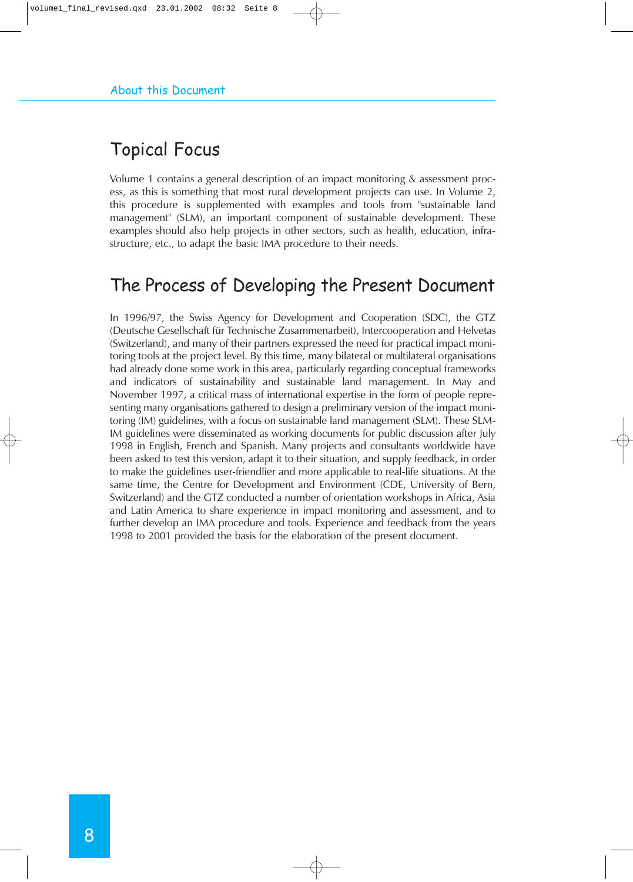## Topical Focus

Volume 1 contains a general description of an impact monitoring & assessment process, as this is something that most rural development projects can use. In Volume 2, this procedure is supplemented with examples and tools from "sustainable land management" (SLM), an important component of sustainable development. These examples should also help projects in other sectors, such as health, education, infrastructure, etc., to adapt the basic IMA procedure to their needs.

## The Process of Developing the Present Document

In 1996/97, the Swiss Agency for Development and Cooperation (SDC), the GTZ (Deutsche Gesellschaft für Technische Zusammenarbeit), Intercooperation and Helvetas (Switzerland), and many of their partners expressed the need for practical impact monitoring tools at the project level. By this time, many bilateral or multilateral organisations had already done some work in this area, particularly regarding conceptual frameworks and indicators of sustainability and sustainable land management. In May and November 1997, a critical mass of international expertise in the form of people representing many organisations gathered to design a preliminary version of the impact monitoring (IM) guidelines, with a focus on sustainable land management (SLM). These SLM-IM guidelines were disseminated as working documents for public discussion after July 1998 in English, French and Spanish. Many projects and consultants worldwide have been asked to test this version, adapt it to their situation, and supply feedback, in order to make the guidelines user-friendlier and more applicable to real-life situations. At the same time, the Centre for Development and Environment (CDE, University of Bern, Switzerland) and the GTZ conducted a number of orientation workshops in Africa, Asia and Latin America to share experience in impact monitoring and assessment, and to further develop an IMA procedure and tools. Experience and feedback from the years 1998 to 2001 provided the basis for the elaboration of the present document.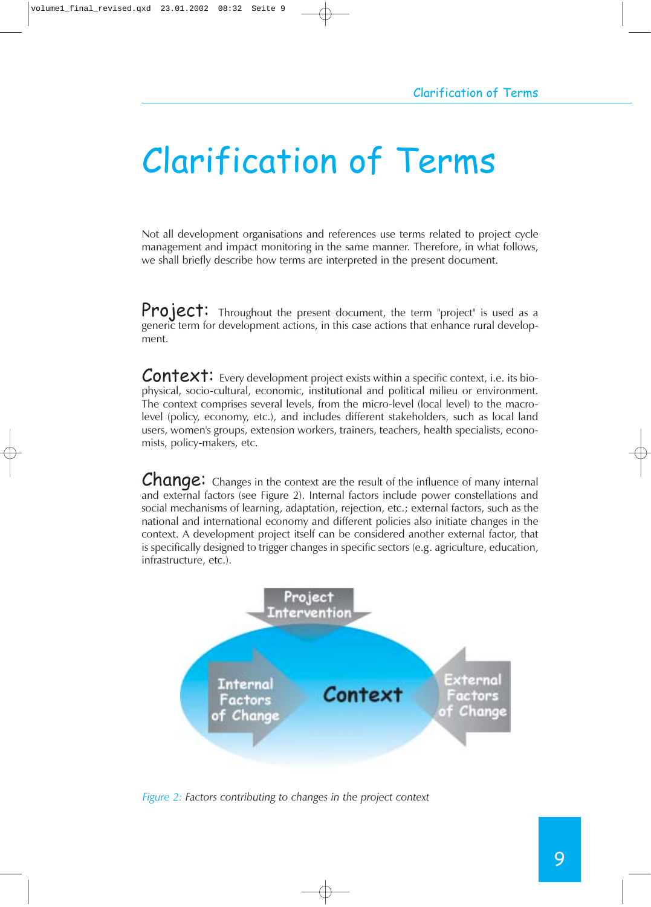# Clarification of Terms

Not all development organisations and references use terms related to project cycle management and impact monitoring in the same manner. Therefore, in what follows, we shall briefly describe how terms are interpreted in the present document.

**Project:** Throughout the present document, the term "project" is used as a generic term for development actions, in this case actions that enhance rural development.

**Context:** Every development project exists within a specific context, i.e. its bio-physical, socio-cultural, economic, institutional and political milieu or environment. The context comprises several levels, from the micro-level (local level) to the macro-level (policy, economy, etc.), and includes different stakeholders, such as local land users, women's groups, extension workers, trainers, teachers, health specialists, economists, policy-makers, etc.

**Change:** Changes in the context are the result of the influence of many internal and external factors (see Figure 2). Internal factors include power constellations and social mechanisms of learning, adaptation, rejection, etc.; external factors, such as the national and international economy and different policies also initiate changes in the context. A development project itself can be considered another external factor, that is specifically designed to trigger changes in specific sectors (e.g. agriculture, education, infrastructure, etc.).

Project Intervention

Internal Factors of Change

Context

External Factors of Change

*Figure 2: Factors contributing to changes in the project context*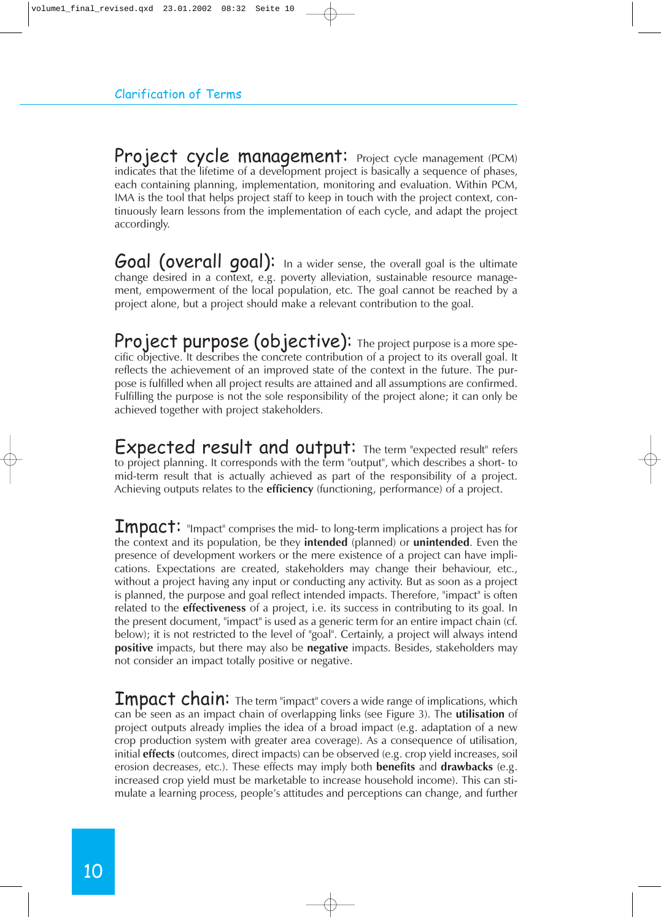## Clarification of Terms

**Project cycle management:** Project cycle management (PCM) indicates that the lifetime of a development project is basically a sequence of phases, each containing planning, implementation, monitoring and evaluation. Within PCM, IMA is the tool that helps project staff to keep in touch with the project context, continuously learn lessons from the implementation of each cycle, and adapt the project accordingly.

**Goal (overall goal):** In a wider sense, the overall goal is the ultimate change desired in a context, e.g. poverty alleviation, sustainable resource management, empowerment of the local population, etc. The goal cannot be reached by a project alone, but a project should make a relevant contribution to the goal.

**Project purpose (objective):** The project purpose is a more specific objective. It describes the concrete contribution of a project to its overall goal. It reflects the achievement of an improved state of the context in the future. The purpose is fulfilled when all project results are attained and all assumptions are confirmed. Fulfilling the purpose is not the sole responsibility of the project alone; it can only be achieved together with project stakeholders.

**Expected result and output:** The term "expected result" refers to project planning. It corresponds with the term "output", which describes a short- to mid-term result that is actually achieved as part of the responsibility of a project. Achieving outputs relates to the **efficiency** (functioning, performance) of a project.

**Impact:** "Impact" comprises the mid- to long-term implications a project has for the context and its population, be they **intended** (planned) or **unintended**. Even the presence of development workers or the mere existence of a project can have implications. Expectations are created, stakeholders may change their behaviour, etc., without a project having any input or conducting any activity. But as soon as a project is planned, the purpose and goal reflect intended impacts. Therefore, "impact" is often related to the **effectiveness** of a project, i.e. its success in contributing to its goal. In the present document, "impact" is used as a generic term for an entire impact chain (cf. below); it is not restricted to the level of "goal". Certainly, a project will always intend **positive** impacts, but there may also be **negative** impacts. Besides, stakeholders may not consider an impact totally positive or negative.

**Impact chain:** The term "impact" covers a wide range of implications, which can be seen as an impact chain of overlapping links (see Figure 3). The **utilisation** of project outputs already implies the idea of a broad impact (e.g. adaptation of a new crop production system with greater area coverage). As a consequence of utilisation, initial **effects** (outcomes, direct impacts) can be observed (e.g. crop yield increases, soil erosion decreases, etc.). These effects may imply both **benefits** and **drawbacks** (e.g. increased crop yield must be marketable to increase household income). This can stimulate a learning process, people's attitudes and perceptions can change, and further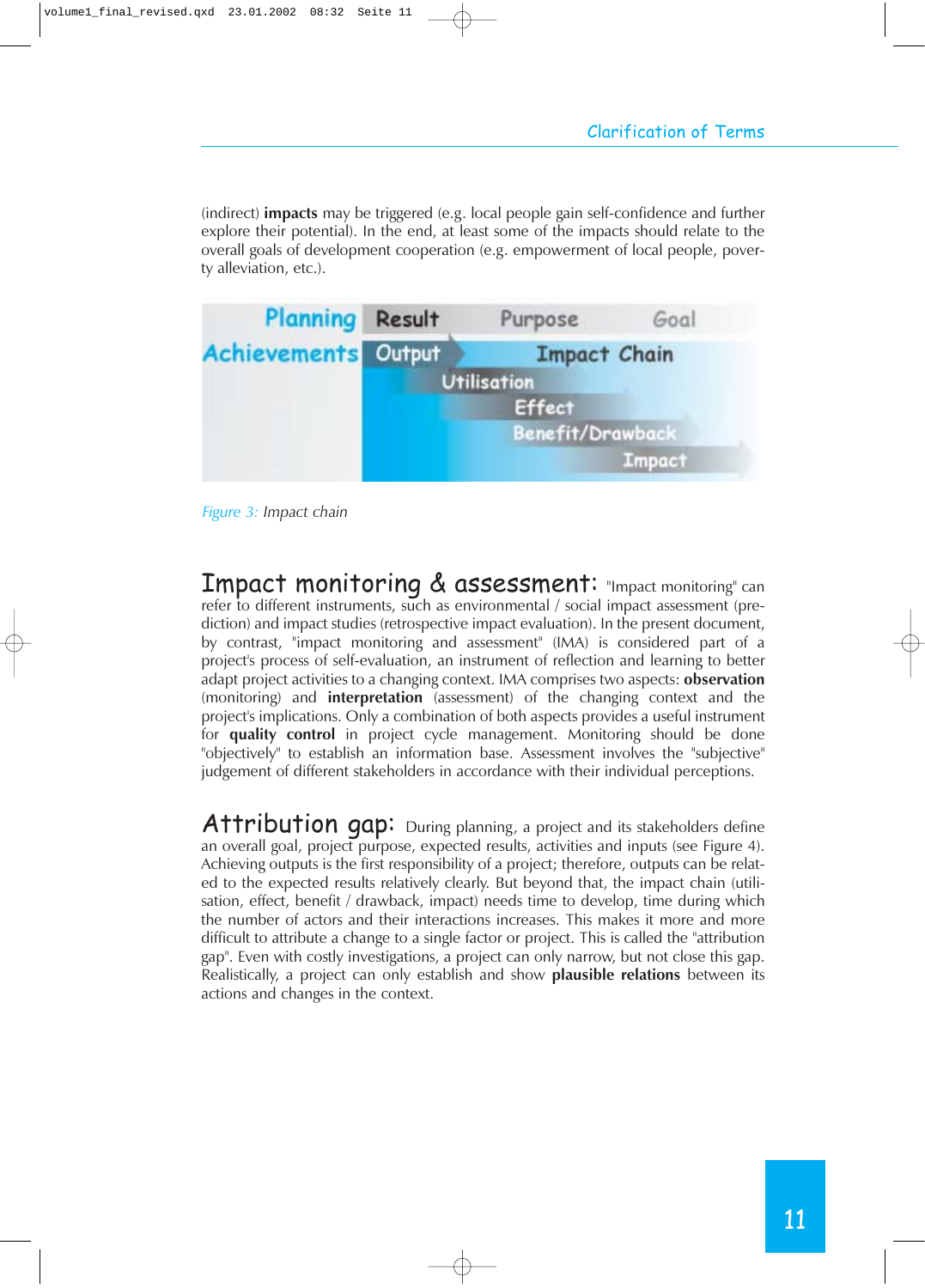(indirect) **impacts** may be triggered (e.g. local people gain self-confidence and further explore their potential). In the end, at least some of the impacts should relate to the overall goals of development cooperation (e.g. empowerment of local people, poverty alleviation, etc.).

| Planning | Result | Purpose | Goal |
|---|---|---|---|
| Achievements | Output | Impact Chain | |
| | Utilisation | | |
| | | Effect | |
| | | Benefit/Drawback | |
| | | | Impact |

*Figure 3: Impact chain*

## Impact monitoring & assessment:

"Impact monitoring" can refer to different instruments, such as environmental / social impact assessment (prediction) and impact studies (retrospective impact evaluation). In the present document, by contrast, "impact monitoring and assessment" (IMA) is considered part of a project's process of self-evaluation, an instrument of reflection and learning to better adapt project activities to a changing context. IMA comprises two aspects: **observation** (monitoring) and **interpretation** (assessment) of the changing context and the project's implications. Only a combination of both aspects provides a useful instrument for **quality control** in project cycle management. Monitoring should be done "objectively" to establish an information base. Assessment involves the "subjective" judgement of different stakeholders in accordance with their individual perceptions.

## Attribution gap:

During planning, a project and its stakeholders define an overall goal, project purpose, expected results, activities and inputs (see Figure 4). Achieving outputs is the first responsibility of a project; therefore, outputs can be related to the expected results relatively clearly. But beyond that, the impact chain (utilisation, effect, benefit / drawback, impact) needs time to develop, time during which the number of actors and their interactions increases. This makes it more and more difficult to attribute a change to a single factor or project. This is called the "attribution gap". Even with costly investigations, a project can only narrow, but not close this gap. Realistically, a project can only establish and show **plausible relations** between its actions and changes in the context.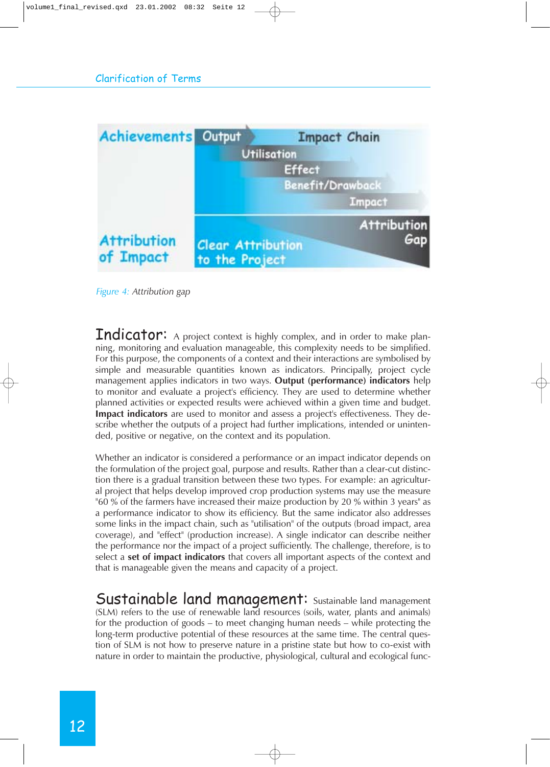Figure 4: Attribution gap

**Indicator:** A project context is highly complex, and in order to make planning, monitoring and evaluation manageable, this complexity needs to be simplified. For this purpose, the components of a context and their interactions are symbolised by simple and measurable quantities known as indicators. Principally, project cycle management applies indicators in two ways. **Output (performance) indicators** help to monitor and evaluate a project's efficiency. They are used to determine whether planned activities or expected results were achieved within a given time and budget. **Impact indicators** are used to monitor and assess a project's effectiveness. They describe whether the outputs of a project had further implications, intended or unintended, positive or negative, on the context and its population.

Whether an indicator is considered a performance or an impact indicator depends on the formulation of the project goal, purpose and results. Rather than a clear-cut distinction there is a gradual transition between these two types. For example: an agricultural project that helps develop improved crop production systems may use the measure "60 % of the farmers have increased their maize production by 20 % within 3 years" as a performance indicator to show its efficiency. But the same indicator also addresses some links in the impact chain, such as "utilisation" of the outputs (broad impact, area coverage), and "effect" (production increase). A single indicator can describe neither the performance nor the impact of a project sufficiently. The challenge, therefore, is to select a **set of impact indicators** that covers all important aspects of the context and that is manageable given the means and capacity of a project.

**Sustainable land management:** Sustainable land management (SLM) refers to the use of renewable land resources (soils, water, plants and animals) for the production of goods – to meet changing human needs – while protecting the long-term productive potential of these resources at the same time. The central question of SLM is not how to preserve nature in a pristine state but how to co-exist with nature in order to maintain the productive, physiological, cultural and ecological func-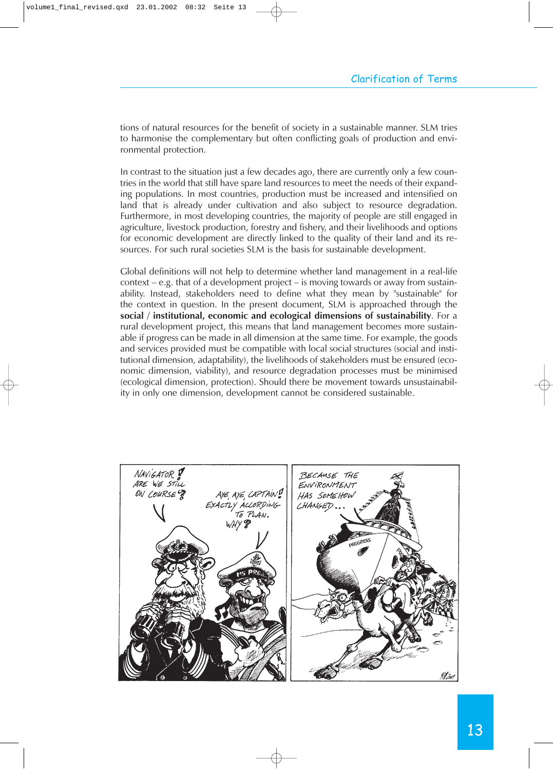tions of natural resources for the benefit of society in a sustainable manner. SLM tries to harmonise the complementary but often conflicting goals of production and environmental protection.

In contrast to the situation just a few decades ago, there are currently only a few countries in the world that still have spare land resources to meet the needs of their expanding populations. In most countries, production must be increased and intensified on land that is already under cultivation and also subject to resource degradation. Furthermore, in most developing countries, the majority of people are still engaged in agriculture, livestock production, forestry and fishery, and their livelihoods and options for economic development are directly linked to the quality of their land and its resources. For such rural societies SLM is the basis for sustainable development.

Global definitions will not help to determine whether land management in a real-life context – e.g. that of a development project – is moving towards or away from sustainability. Instead, stakeholders need to define what they mean by "sustainable" for the context in question. In the present document, SLM is approached through the **social / institutional, economic and ecological dimensions of sustainability**. For a rural development project, this means that land management becomes more sustainable if progress can be made in all dimension at the same time. For example, the goods and services provided must be compatible with local social structures (social and institutional dimension, adaptability), the livelihoods of stakeholders must be ensured (economic dimension, viability), and resource degradation processes must be minimised (ecological dimension, protection). Should there be movement towards unsustainability in only one dimension, development cannot be considered sustainable.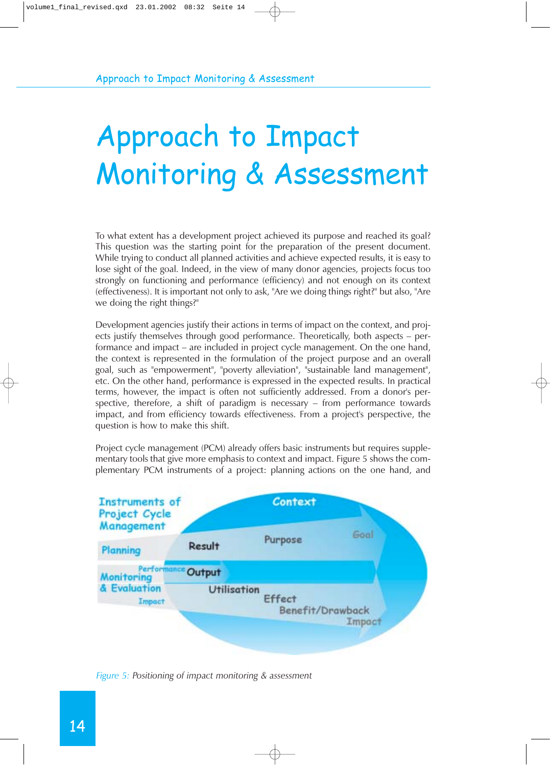# Approach to Impact Monitoring & Assessment

To what extent has a development project achieved its purpose and reached its goal? This question was the starting point for the preparation of the present document. While trying to conduct all planned activities and achieve expected results, it is easy to lose sight of the goal. Indeed, in the view of many donor agencies, projects focus too strongly on functioning and performance (efficiency) and not enough on its context (effectiveness). It is important not only to ask, "Are we doing things right?" but also, "Are we doing the right things?"

Development agencies justify their actions in terms of impact on the context, and projects justify themselves through good performance. Theoretically, both aspects – performance and impact – are included in project cycle management. On the one hand, the context is represented in the formulation of the project purpose and an overall goal, such as "empowerment", "poverty alleviation", "sustainable land management", etc. On the other hand, performance is expressed in the expected results. In practical terms, however, the impact is often not sufficiently addressed. From a donor's perspective, therefore, a shift of paradigm is necessary – from performance towards impact, and from efficiency towards effectiveness. From a project's perspective, the question is how to make this shift.

Project cycle management (PCM) already offers basic instruments but requires supplementary tools that give more emphasis to context and impact. Figure 5 shows the complementary PCM instruments of a project: planning actions on the one hand, and

*Figure 5: Positioning of impact monitoring & assessment*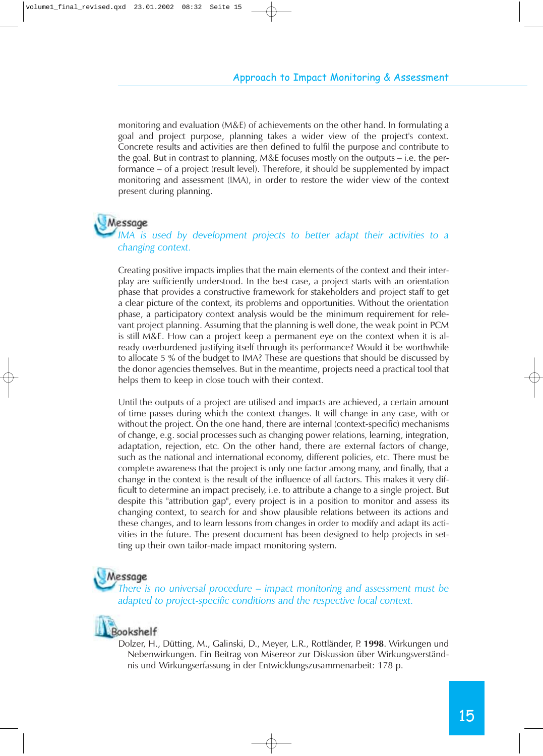monitoring and evaluation (M&E) of achievements on the other hand. In formulating a goal and project purpose, planning takes a wider view of the project's context. Concrete results and activities are then defined to fulfil the purpose and contribute to the goal. But in contrast to planning, M&E focuses mostly on the outputs – i.e. the performance – of a project (result level). Therefore, it should be supplemented by impact monitoring and assessment (IMA), in order to restore the wider view of the context present during planning.

**Message**

*IMA is used by development projects to better adapt their activities to a changing context.*

Creating positive impacts implies that the main elements of the context and their interplay are sufficiently understood. In the best case, a project starts with an orientation phase that provides a constructive framework for stakeholders and project staff to get a clear picture of the context, its problems and opportunities. Without the orientation phase, a participatory context analysis would be the minimum requirement for relevant project planning. Assuming that the planning is well done, the weak point in PCM is still M&E. How can a project keep a permanent eye on the context when it is already overburdened justifying itself through its performance? Would it be worthwhile to allocate 5 % of the budget to IMA? These are questions that should be discussed by the donor agencies themselves. But in the meantime, projects need a practical tool that helps them to keep in close touch with their context.

Until the outputs of a project are utilised and impacts are achieved, a certain amount of time passes during which the context changes. It will change in any case, with or without the project. On the one hand, there are internal (context-specific) mechanisms of change, e.g. social processes such as changing power relations, learning, integration, adaptation, rejection, etc. On the other hand, there are external factors of change, such as the national and international economy, different policies, etc. There must be complete awareness that the project is only one factor among many, and finally, that a change in the context is the result of the influence of all factors. This makes it very difficult to determine an impact precisely, i.e. to attribute a change to a single project. But despite this "attribution gap", every project is in a position to monitor and assess its changing context, to search for and show plausible relations between its actions and these changes, and to learn lessons from changes in order to modify and adapt its activities in the future. The present document has been designed to help projects in setting up their own tailor-made impact monitoring system.

**Message**

*There is no universal procedure – impact monitoring and assessment must be adapted to project-specific conditions and the respective local context.*

**Bookshelf**

Dolzer, H., Dütting, M., Galinski, D., Meyer, L.R., Rottländer, P. **1998**. Wirkungen und Nebenwirkungen. Ein Beitrag von Misereor zur Diskussion über Wirkungsverständnis und Wirkungserfassung in der Entwicklungszusammenarbeit: 178 p.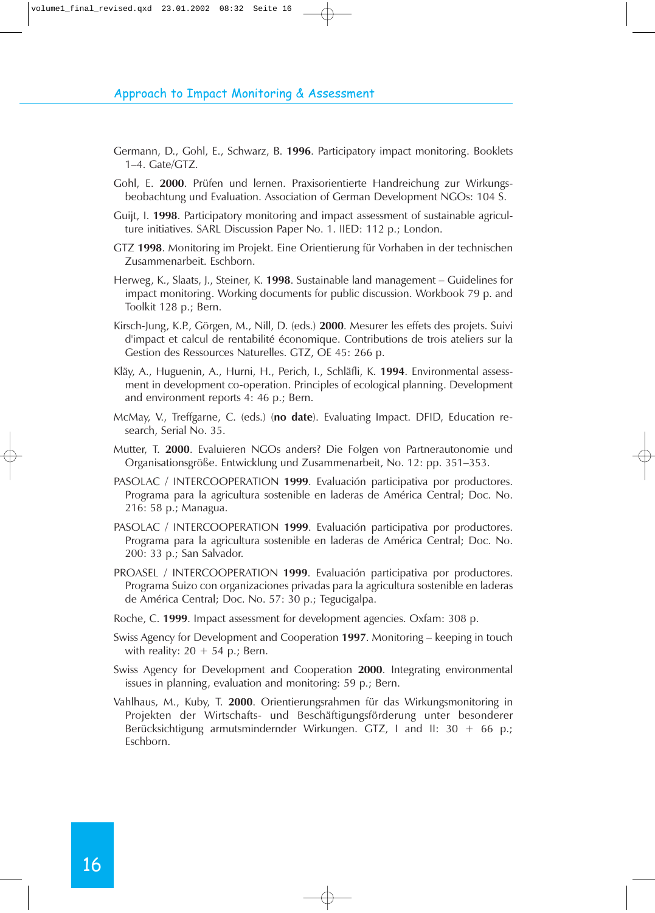Germann, D., Gohl, E., Schwarz, B. **1996**. Participatory impact monitoring. Booklets 1–4. Gate/GTZ.

Gohl, E. **2000**. Prüfen und lernen. Praxisorientierte Handreichung zur Wirkungsbeobachtung und Evaluation. Association of German Development NGOs: 104 S.

Guijt, I. **1998**. Participatory monitoring and impact assessment of sustainable agriculture initiatives. SARL Discussion Paper No. 1. IIED: 112 p.; London.

GTZ **1998**. Monitoring im Projekt. Eine Orientierung für Vorhaben in der technischen Zusammenarbeit. Eschborn.

Herweg, K., Slaats, J., Steiner, K. **1998**. Sustainable land management – Guidelines for impact monitoring. Working documents for public discussion. Workbook 79 p. and Toolkit 128 p.; Bern.

Kirsch-Jung, K.P., Görgen, M., Nill, D. (eds.) **2000**. Mesurer les effets des projets. Suivi d'impact et calcul de rentabilité économique. Contributions de trois ateliers sur la Gestion des Ressources Naturelles. GTZ, OE 45: 266 p.

Kläy, A., Huguenin, A., Hurni, H., Perich, I., Schläfli, K. **1994**. Environmental assessment in development co-operation. Principles of ecological planning. Development and environment reports 4: 46 p.; Bern.

McMay, V., Treffgarne, C. (eds.) (**no date**). Evaluating Impact. DFID, Education research, Serial No. 35.

Mutter, T. **2000**. Evaluieren NGOs anders? Die Folgen von Partnerautonomie und Organisationsgröße. Entwicklung und Zusammenarbeit, No. 12: pp. 351–353.

PASOLAC / INTERCOOPERATION **1999**. Evaluación participativa por productores. Programa para la agricultura sostenible en laderas de América Central; Doc. No. 216: 58 p.; Managua.

PASOLAC / INTERCOOPERATION **1999**. Evaluación participativa por productores. Programa para la agricultura sostenible en laderas de América Central; Doc. No. 200: 33 p.; San Salvador.

PROASEL / INTERCOOPERATION **1999**. Evaluación participativa por productores. Programa Suizo con organizaciones privadas para la agricultura sostenible en laderas de América Central; Doc. No. 57: 30 p.; Tegucigalpa.

Roche, C. **1999**. Impact assessment for development agencies. Oxfam: 308 p.

Swiss Agency for Development and Cooperation **1997**. Monitoring – keeping in touch with reality: 20 + 54 p.; Bern.

Swiss Agency for Development and Cooperation **2000**. Integrating environmental issues in planning, evaluation and monitoring: 59 p.; Bern.

Vahlhaus, M., Kuby, T. **2000**. Orientierungsrahmen für das Wirkungsmonitoring in Projekten der Wirtschafts- und Beschäftigungsförderung unter besonderer Berücksichtigung armutsmindernder Wirkungen. GTZ, I and II: 30 + 66 p.; Eschborn.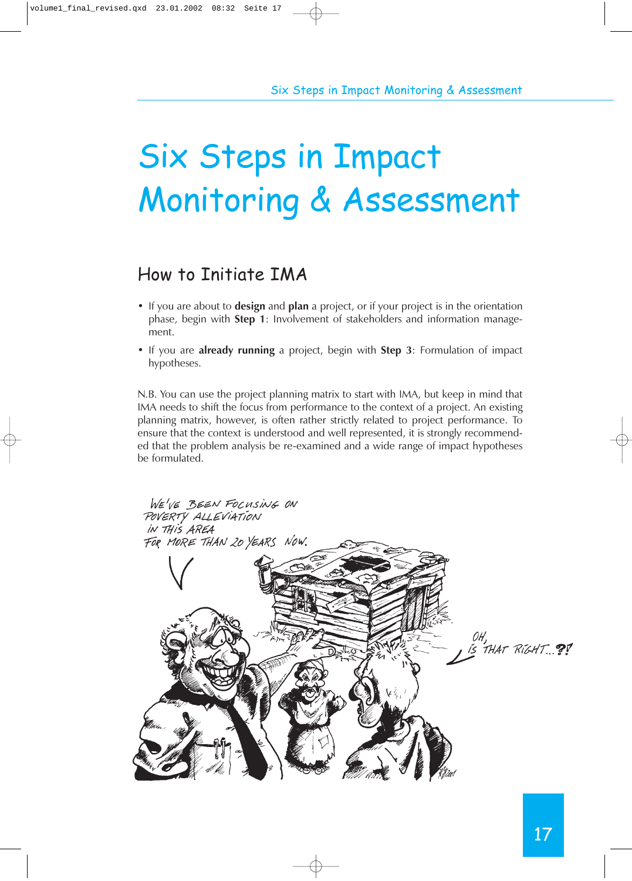# Six Steps in Impact Monitoring & Assessment

## How to Initiate IMA

- If you are about to **design** and **plan** a project, or if your project is in the orientation phase, begin with **Step 1**: Involvement of stakeholders and information management.
- If you are **already running** a project, begin with **Step 3**: Formulation of impact hypotheses.

N.B. You can use the project planning matrix to start with IMA, but keep in mind that IMA needs to shift the focus from performance to the context of a project. An existing planning matrix, however, is often rather strictly related to project performance. To ensure that the context is understood and well represented, it is strongly recommended that the problem analysis be re-examined and a wide range of impact hypotheses be formulated.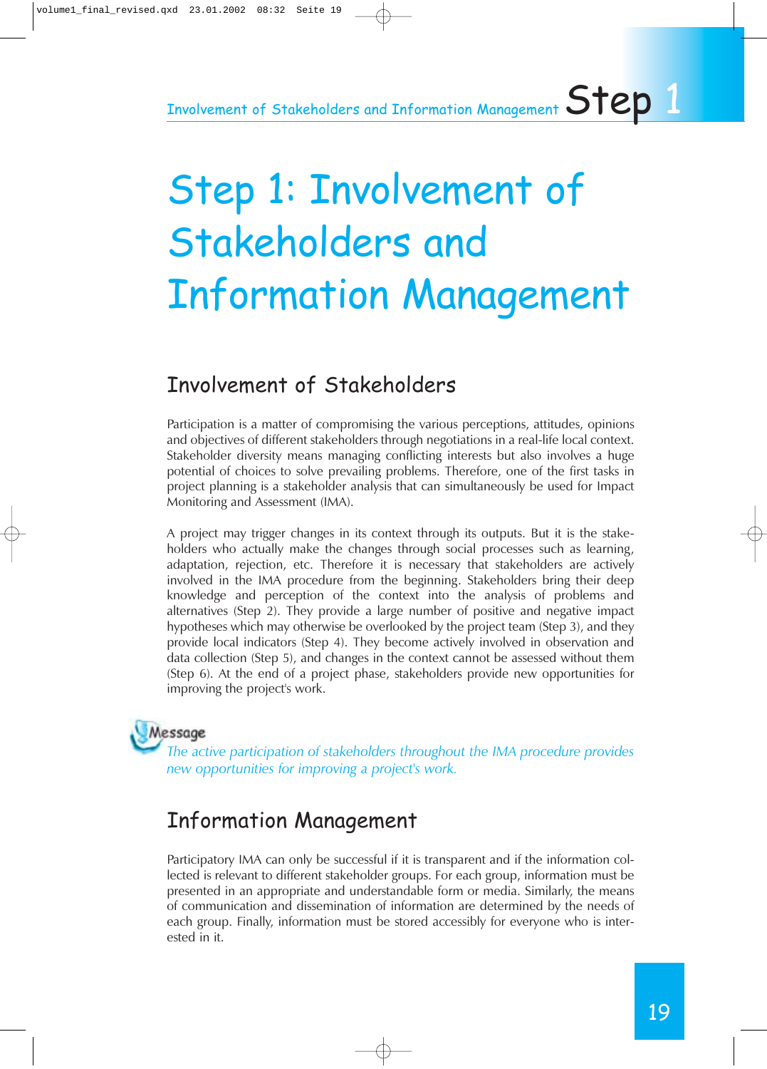# Step 1: Involvement of Stakeholders and Information Management

## Involvement of Stakeholders

Participation is a matter of compromising the various perceptions, attitudes, opinions and objectives of different stakeholders through negotiations in a real-life local context. Stakeholder diversity means managing conflicting interests but also involves a huge potential of choices to solve prevailing problems. Therefore, one of the first tasks in project planning is a stakeholder analysis that can simultaneously be used for Impact Monitoring and Assessment (IMA).

A project may trigger changes in its context through its outputs. But it is the stakeholders who actually make the changes through social processes such as learning, adaptation, rejection, etc. Therefore it is necessary that stakeholders are actively involved in the IMA procedure from the beginning. Stakeholders bring their deep knowledge and perception of the context into the analysis of problems and alternatives (Step 2). They provide a large number of positive and negative impact hypotheses which may otherwise be overlooked by the project team (Step 3), and they provide local indicators (Step 4). They become actively involved in observation and data collection (Step 5), and changes in the context cannot be assessed without them (Step 6). At the end of a project phase, stakeholders provide new opportunities for improving the project's work.

**Message**

*The active participation of stakeholders throughout the IMA procedure provides new opportunities for improving a project's work.*

## Information Management

Participatory IMA can only be successful if it is transparent and if the information collected is relevant to different stakeholder groups. For each group, information must be presented in an appropriate and understandable form or media. Similarly, the means of communication and dissemination of information are determined by the needs of each group. Finally, information must be stored accessibly for everyone who is interested in it.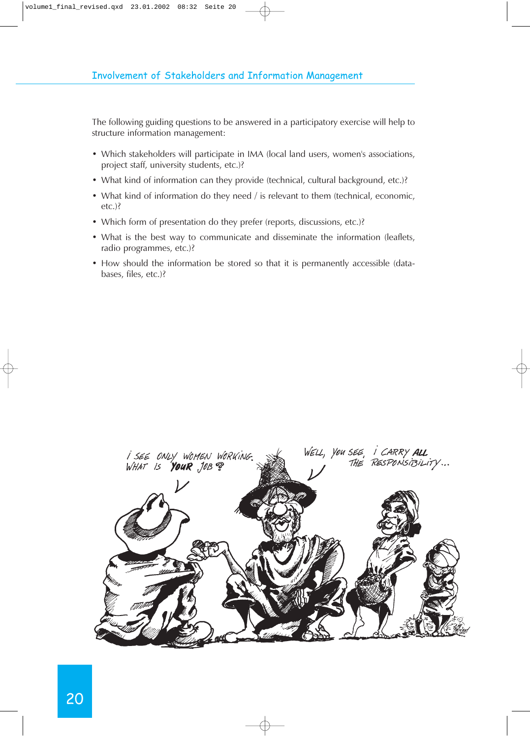The following guiding questions to be answered in a participatory exercise will help to structure information management:

- Which stakeholders will participate in IMA (local land users, women's associations, project staff, university students, etc.)?
- What kind of information can they provide (technical, cultural background, etc.)?
- What kind of information do they need / is relevant to them (technical, economic, etc.)?
- Which form of presentation do they prefer (reports, discussions, etc.)?
- What is the best way to communicate and disseminate the information (leaflets, radio programmes, etc.)?
- How should the information be stored so that it is permanently accessible (databases, files, etc.)?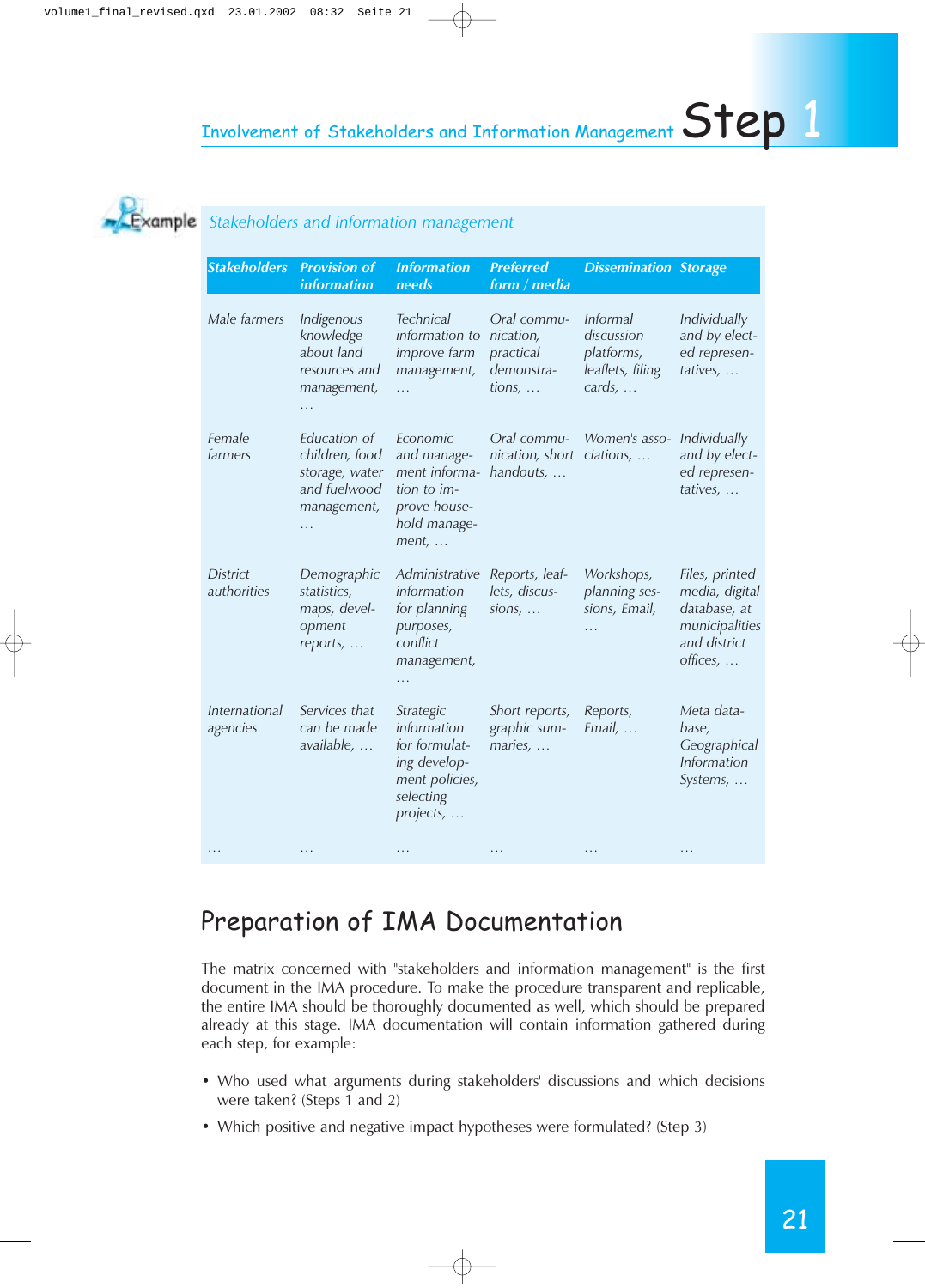Example

*Stakeholders and information management*

| Stakeholders | Provision of information | Information needs | Preferred form / media | Dissemination | Storage |
|---|---|---|---|---|---|
| Male farmers | *Indigenous knowledge about land resources and management, …* | *Technical information to improve farm management, …* | *Oral communication, practical demonstrations, …* | *Informal discussion platforms, leaflets, filing cards, …* | *Individually and by elected representatives, …* |
| Female farmers | *Education of children, food storage, water and fuelwood management, …* | *Economic and management information to improve household management, …* | *Oral communication, short handouts, …* | *Women's associations, …* | *Individually and by elected representatives, …* |
| District authorities | *Demographic statistics, maps, development reports, …* | *Administrative information for planning purposes, conflict management, …* | *Reports, leaflets, discussions, …* | *Workshops, planning sessions, Email, …* | *Files, printed media, digital database, at municipalities and district offices, …* |
| International agencies | *Services that can be made available, …* | *Strategic information for formulating development policies, selecting projects, …* | *Short reports, graphic summaries, …* | *Reports, Email, …* | *Meta database, Geographical Information Systems, …* |
| … | … | … | … | … | … |

## Preparation of IMA Documentation

The matrix concerned with "stakeholders and information management" is the first document in the IMA procedure. To make the procedure transparent and replicable, the entire IMA should be thoroughly documented as well, which should be prepared already at this stage. IMA documentation will contain information gathered during each step, for example:

- Who used what arguments during stakeholders' discussions and which decisions were taken? (Steps 1 and 2)
- Which positive and negative impact hypotheses were formulated? (Step 3)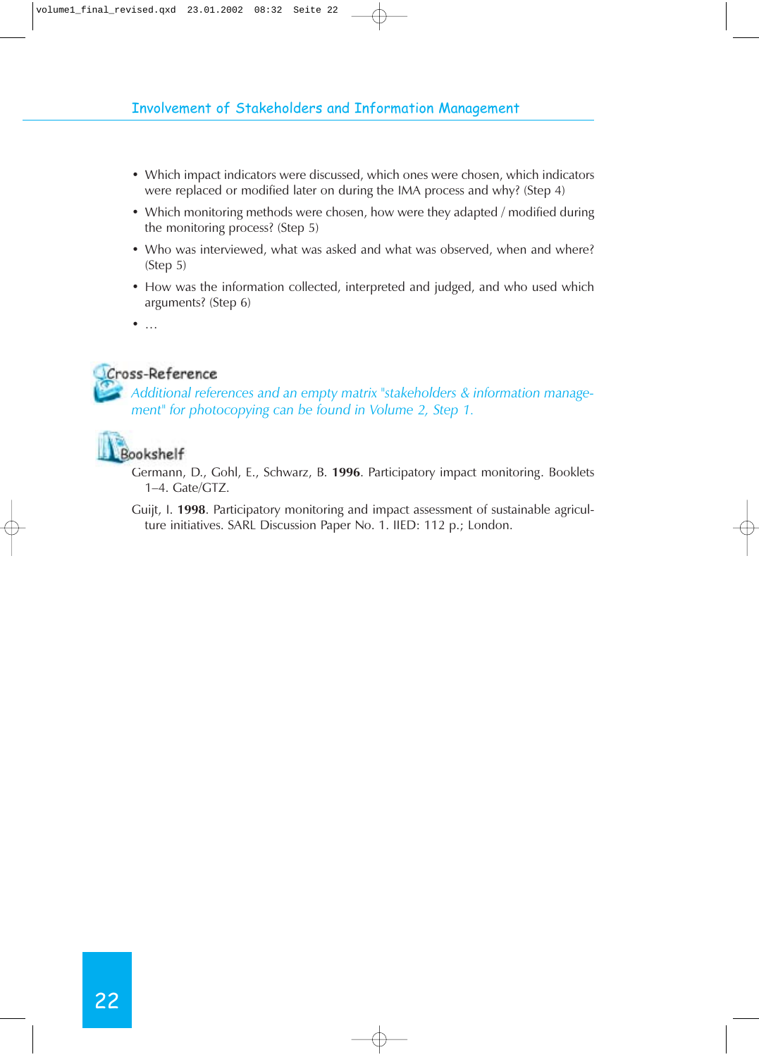- Which impact indicators were discussed, which ones were chosen, which indicators were replaced or modified later on during the IMA process and why? (Step 4)
- Which monitoring methods were chosen, how were they adapted / modified during the monitoring process? (Step 5)
- Who was interviewed, what was asked and what was observed, when and where? (Step 5)
- How was the information collected, interpreted and judged, and who used which arguments? (Step 6)
- …

### Cross-Reference

*Additional references and an empty matrix "stakeholders & information management" for photocopying can be found in Volume 2, Step 1.*

### Bookshelf

Germann, D., Gohl, E., Schwarz, B. **1996**. Participatory impact monitoring. Booklets 1–4. Gate/GTZ.

Guijt, I. **1998**. Participatory monitoring and impact assessment of sustainable agriculture initiatives. SARL Discussion Paper No. 1. IIED: 112 p.; London.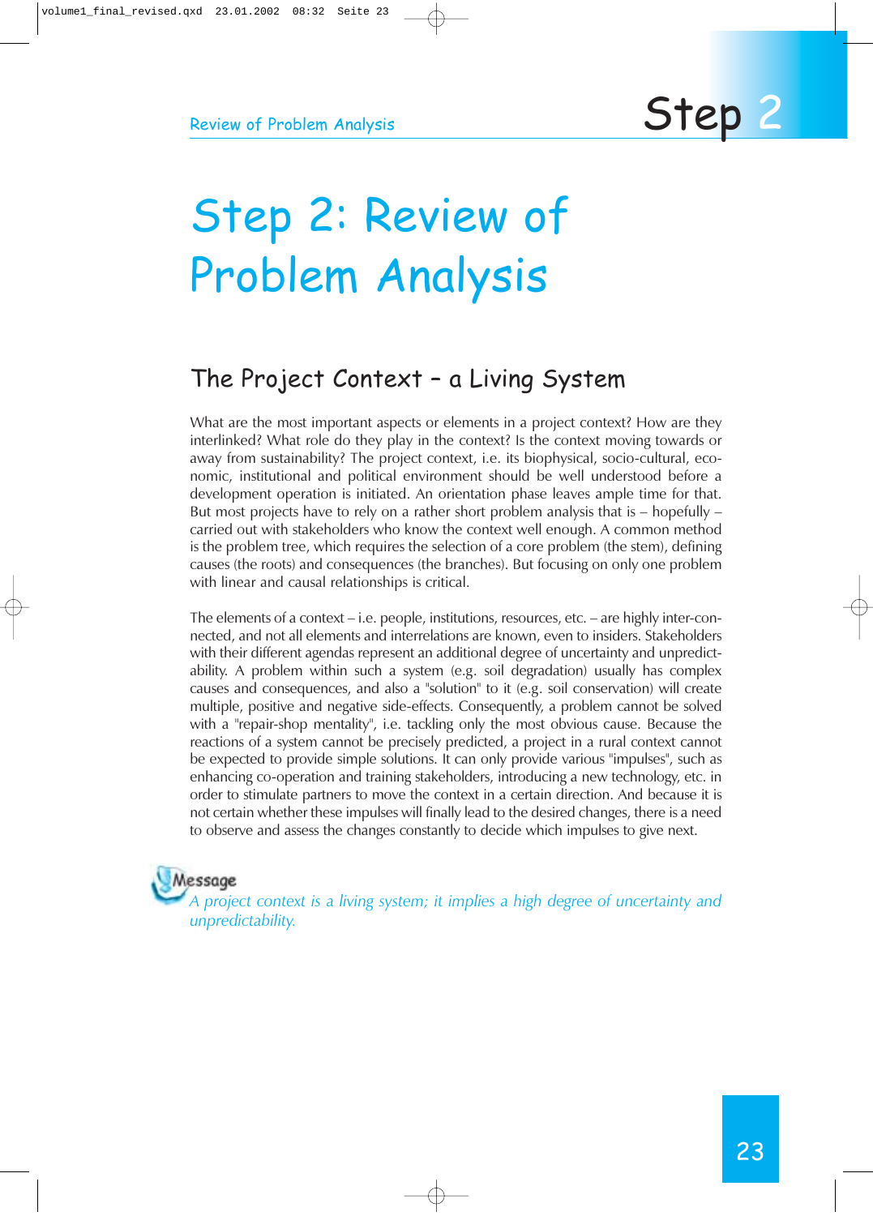# Step 2: Review of Problem Analysis

## The Project Context – a Living System

What are the most important aspects or elements in a project context? How are they interlinked? What role do they play in the context? Is the context moving towards or away from sustainability? The project context, i.e. its biophysical, socio-cultural, economic, institutional and political environment should be well understood before a development operation is initiated. An orientation phase leaves ample time for that. But most projects have to rely on a rather short problem analysis that is – hopefully – carried out with stakeholders who know the context well enough. A common method is the problem tree, which requires the selection of a core problem (the stem), defining causes (the roots) and consequences (the branches). But focusing on only one problem with linear and causal relationships is critical.

The elements of a context – i.e. people, institutions, resources, etc. – are highly inter-connected, and not all elements and interrelations are known, even to insiders. Stakeholders with their different agendas represent an additional degree of uncertainty and unpredictability. A problem within such a system (e.g. soil degradation) usually has complex causes and consequences, and also a "solution" to it (e.g. soil conservation) will create multiple, positive and negative side-effects. Consequently, a problem cannot be solved with a "repair-shop mentality", i.e. tackling only the most obvious cause. Because the reactions of a system cannot be precisely predicted, a project in a rural context cannot be expected to provide simple solutions. It can only provide various "impulses", such as enhancing co-operation and training stakeholders, introducing a new technology, etc. in order to stimulate partners to move the context in a certain direction. And because it is not certain whether these impulses will finally lead to the desired changes, there is a need to observe and assess the changes constantly to decide which impulses to give next.

**Message**

*A project context is a living system; it implies a high degree of uncertainty and unpredictability.*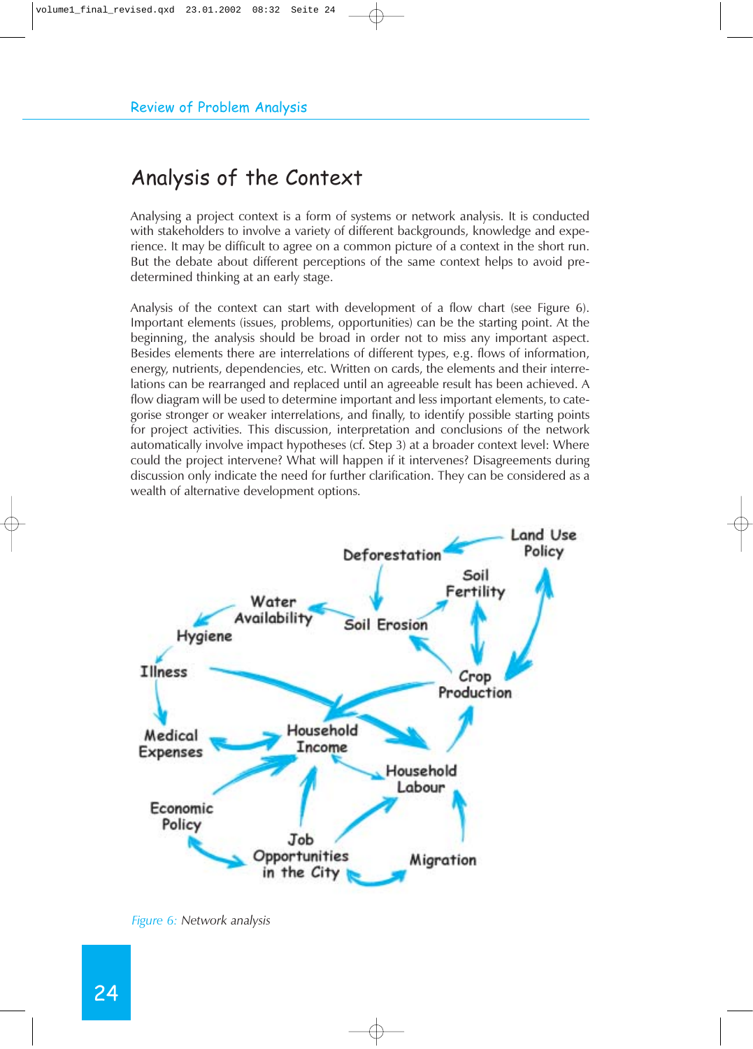## Analysis of the Context

Analysing a project context is a form of systems or network analysis. It is conducted with stakeholders to involve a variety of different backgrounds, knowledge and experience. It may be difficult to agree on a common picture of a context in the short run. But the debate about different perceptions of the same context helps to avoid predetermined thinking at an early stage.

Analysis of the context can start with development of a flow chart (see Figure 6). Important elements (issues, problems, opportunities) can be the starting point. At the beginning, the analysis should be broad in order not to miss any important aspect. Besides elements there are interrelations of different types, e.g. flows of information, energy, nutrients, dependencies, etc. Written on cards, the elements and their interrelations can be rearranged and replaced until an agreeable result has been achieved. A flow diagram will be used to determine important and less important elements, to categorise stronger or weaker interrelations, and finally, to identify possible starting points for project activities. This discussion, interpretation and conclusions of the network automatically involve impact hypotheses (cf. Step 3) at a broader context level: Where could the project intervene? What will happen if it intervenes? Disagreements during discussion only indicate the need for further clarification. They can be considered as a wealth of alternative development options.

Land Use Policy, Deforestation, Soil Fertility, Water Availability, Soil Erosion, Hygiene, Illness, Crop Production, Medical Expenses, Household Income, Household Labour, Economic Policy, Job Opportunities in the City, Migration

*Figure 6:* Network analysis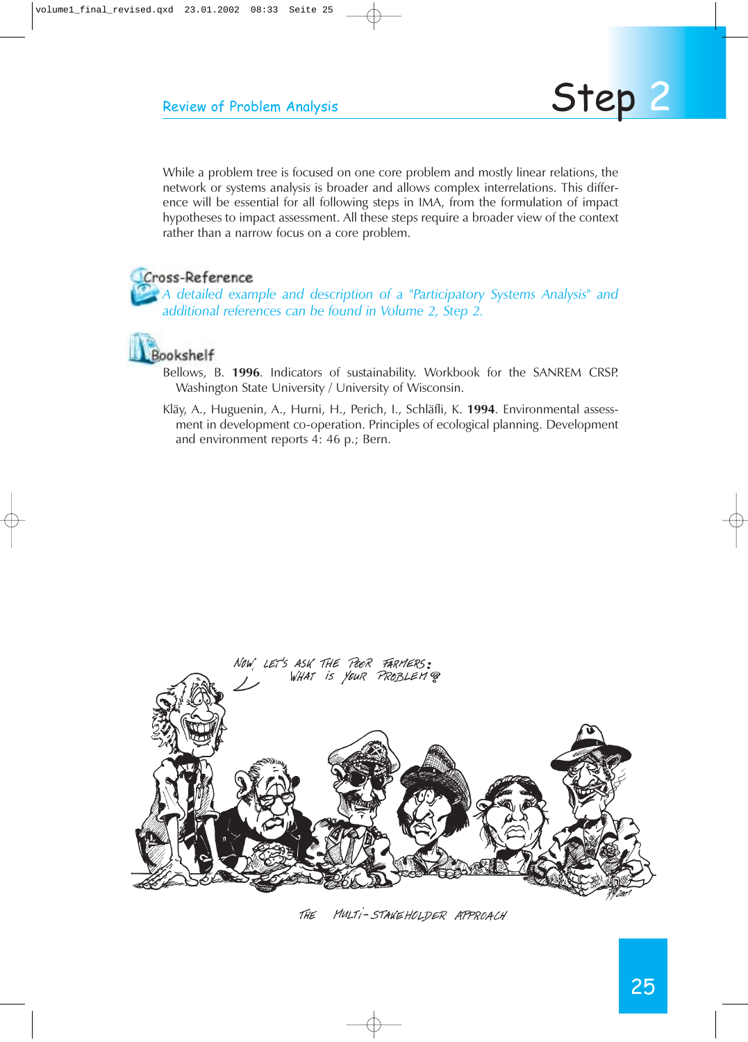# Step 2

## Review of Problem Analysis

While a problem tree is focused on one core problem and mostly linear relations, the network or systems analysis is broader and allows complex interrelations. This difference will be essential for all following steps in IMA, from the formulation of impact hypotheses to impact assessment. All these steps require a broader view of the context rather than a narrow focus on a core problem.

### Cross-Reference

*A detailed example and description of a "Participatory Systems Analysis" and additional references can be found in Volume 2, Step 2.*

### Bookshelf

Bellows, B. **1996**. Indicators of sustainability. Workbook for the SANREM CRSP. Washington State University / University of Wisconsin.

Kläy, A., Huguenin, A., Hurni, H., Perich, I., Schläfli, K. **1994**. Environmental assessment in development co-operation. Principles of ecological planning. Development and environment reports 4: 46 p.; Bern.

THE MULTI-STAKEHOLDER APPROACH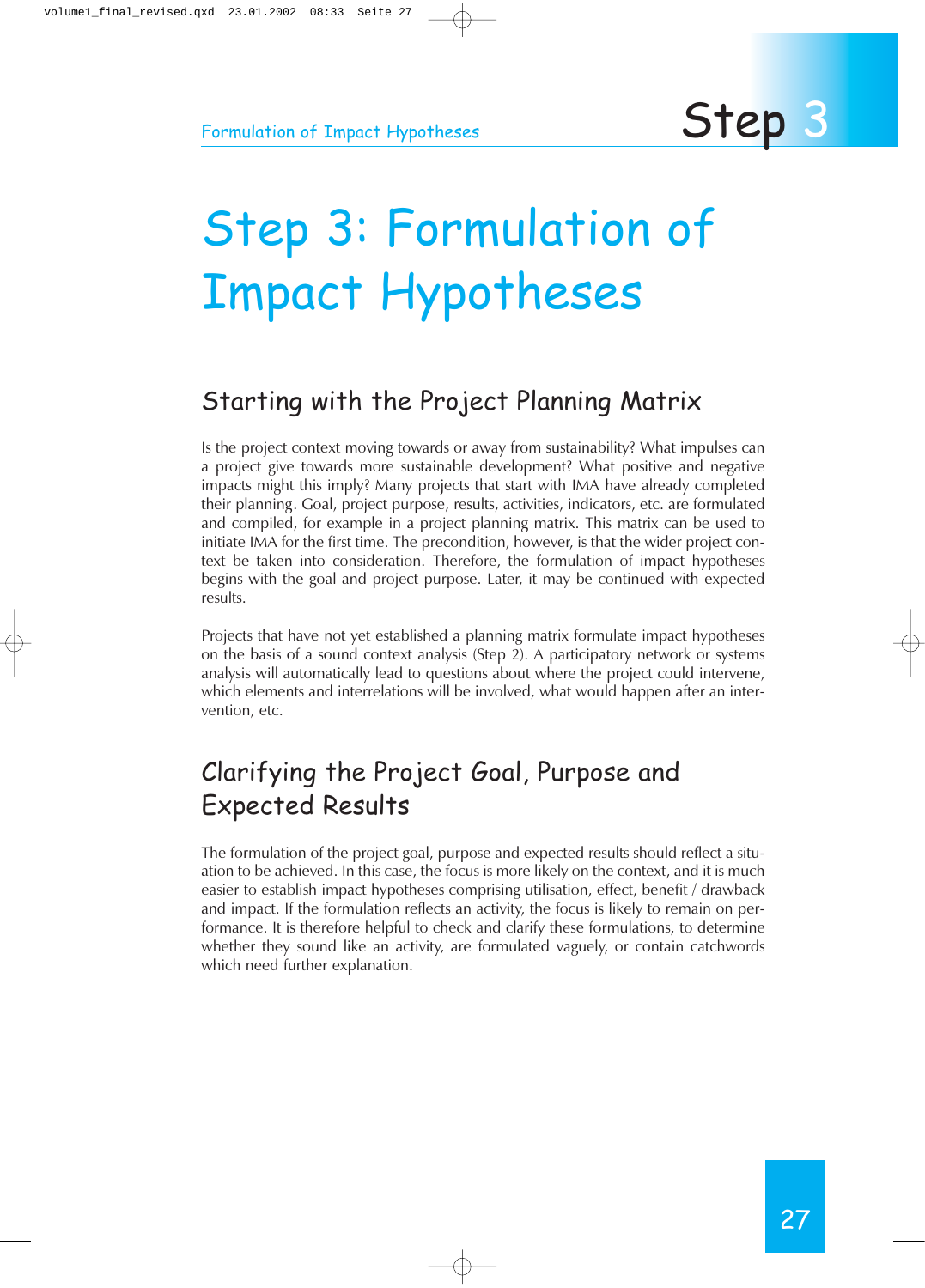# Step 3: Formulation of Impact Hypotheses

## Starting with the Project Planning Matrix

Is the project context moving towards or away from sustainability? What impulses can a project give towards more sustainable development? What positive and negative impacts might this imply? Many projects that start with IMA have already completed their planning. Goal, project purpose, results, activities, indicators, etc. are formulated and compiled, for example in a project planning matrix. This matrix can be used to initiate IMA for the first time. The precondition, however, is that the wider project context be taken into consideration. Therefore, the formulation of impact hypotheses begins with the goal and project purpose. Later, it may be continued with expected results.

Projects that have not yet established a planning matrix formulate impact hypotheses on the basis of a sound context analysis (Step 2). A participatory network or systems analysis will automatically lead to questions about where the project could intervene, which elements and interrelations will be involved, what would happen after an intervention, etc.

## Clarifying the Project Goal, Purpose and Expected Results

The formulation of the project goal, purpose and expected results should reflect a situation to be achieved. In this case, the focus is more likely on the context, and it is much easier to establish impact hypotheses comprising utilisation, effect, benefit / drawback and impact. If the formulation reflects an activity, the focus is likely to remain on performance. It is therefore helpful to check and clarify these formulations, to determine whether they sound like an activity, are formulated vaguely, or contain catchwords which need further explanation.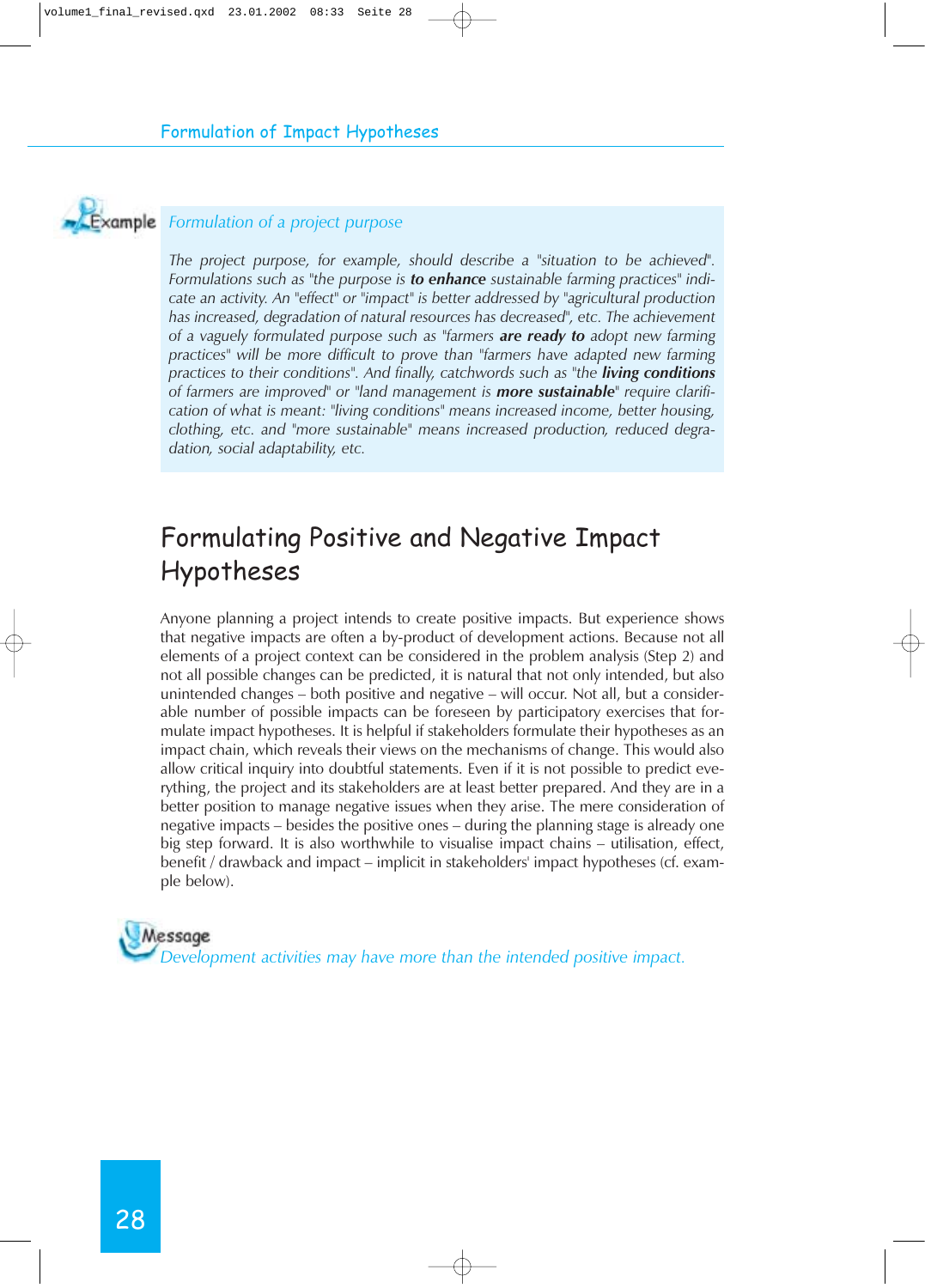**Example**

*Formulation of a project purpose*

*The project purpose, for example, should describe a "situation to be achieved". Formulations such as "the purpose is* ***to enhance*** *sustainable farming practices" indicate an activity. An "effect" or "impact" is better addressed by "agricultural production has increased, degradation of natural resources has decreased", etc. The achievement of a vaguely formulated purpose such as "farmers* ***are ready to*** *adopt new farming practices" will be more difficult to prove than "farmers have adapted new farming practices to their conditions". And finally, catchwords such as "the* ***living conditions*** *of farmers are improved" or "land management is* ***more sustainable****" require clarification of what is meant: "living conditions" means increased income, better housing, clothing, etc. and "more sustainable" means increased production, reduced degradation, social adaptability, etc.*

## Formulating Positive and Negative Impact Hypotheses

Anyone planning a project intends to create positive impacts. But experience shows that negative impacts are often a by-product of development actions. Because not all elements of a project context can be considered in the problem analysis (Step 2) and not all possible changes can be predicted, it is natural that not only intended, but also unintended changes – both positive and negative – will occur. Not all, but a considerable number of possible impacts can be foreseen by participatory exercises that formulate impact hypotheses. It is helpful if stakeholders formulate their hypotheses as an impact chain, which reveals their views on the mechanisms of change. This would also allow critical inquiry into doubtful statements. Even if it is not possible to predict everything, the project and its stakeholders are at least better prepared. And they are in a better position to manage negative issues when they arise. The mere consideration of negative impacts – besides the positive ones – during the planning stage is already one big step forward. It is also worthwhile to visualise impact chains – utilisation, effect, benefit / drawback and impact – implicit in stakeholders' impact hypotheses (cf. example below).

**Message**

*Development activities may have more than the intended positive impact.*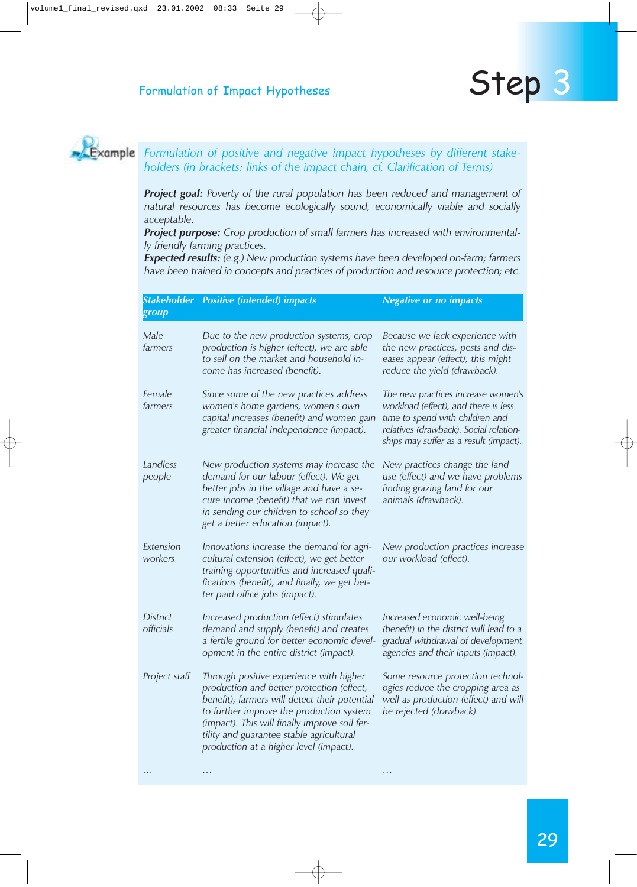## Formulation of Impact Hypotheses

# Step 3

Example

*Formulation of positive and negative impact hypotheses by different stakeholders (in brackets: links of the impact chain, cf. Clarification of Terms)*

***Project goal:*** *Poverty of the rural population has been reduced and management of natural resources has become ecologically sound, economically viable and socially acceptable.*
***Project purpose:*** *Crop production of small farmers has increased with environmentally friendly farming practices.*
***Expected results:*** *(e.g.) New production systems have been developed on-farm; farmers have been trained in concepts and practices of production and resource protection; etc.*

| *Stakeholder group* | *Positive (intended) impacts* | *Negative or no impacts* |
|---|---|---|
| *Male farmers* | *Due to the new production systems, crop production is higher (effect), we are able to sell on the market and household income has increased (benefit).* | *Because we lack experience with the new practices, pests and diseases appear (effect); this might reduce the yield (drawback).* |
| *Female farmers* | *Since some of the new practices address women's home gardens, women's own capital increases (benefit) and women gain greater financial independence (impact).* | *The new practices increase women's workload (effect), and there is less time to spend with children and relatives (drawback). Social relationships may suffer as a result (impact).* |
| *Landless people* | *New production systems may increase the demand for our labour (effect). We get better jobs in the village and have a secure income (benefit) that we can invest in sending our children to school so they get a better education (impact).* | *New practices change the land use (effect) and we have problems finding grazing land for our animals (drawback).* |
| *Extension workers* | *Innovations increase the demand for agricultural extension (effect), we get better training opportunities and increased qualifications (benefit), and finally, we get better paid office jobs (impact).* | *New production practices increase our workload (effect).* |
| *District officials* | *Increased production (effect) stimulates demand and supply (benefit) and creates a fertile ground for better economic development in the entire district (impact).* | *Increased economic well-being (benefit) in the district will lead to a gradual withdrawal of development agencies and their inputs (impact).* |
| *Project staff* | *Through positive experience with higher production and better protection (effect, benefit), farmers will detect their potential to further improve the production system (impact). This will finally improve soil fertility and guarantee stable agricultural production at a higher level (impact).* | *Some resource protection technologies reduce the cropping area as well as production (effect) and will be rejected (drawback).* |
| *…* | *…* | *…* |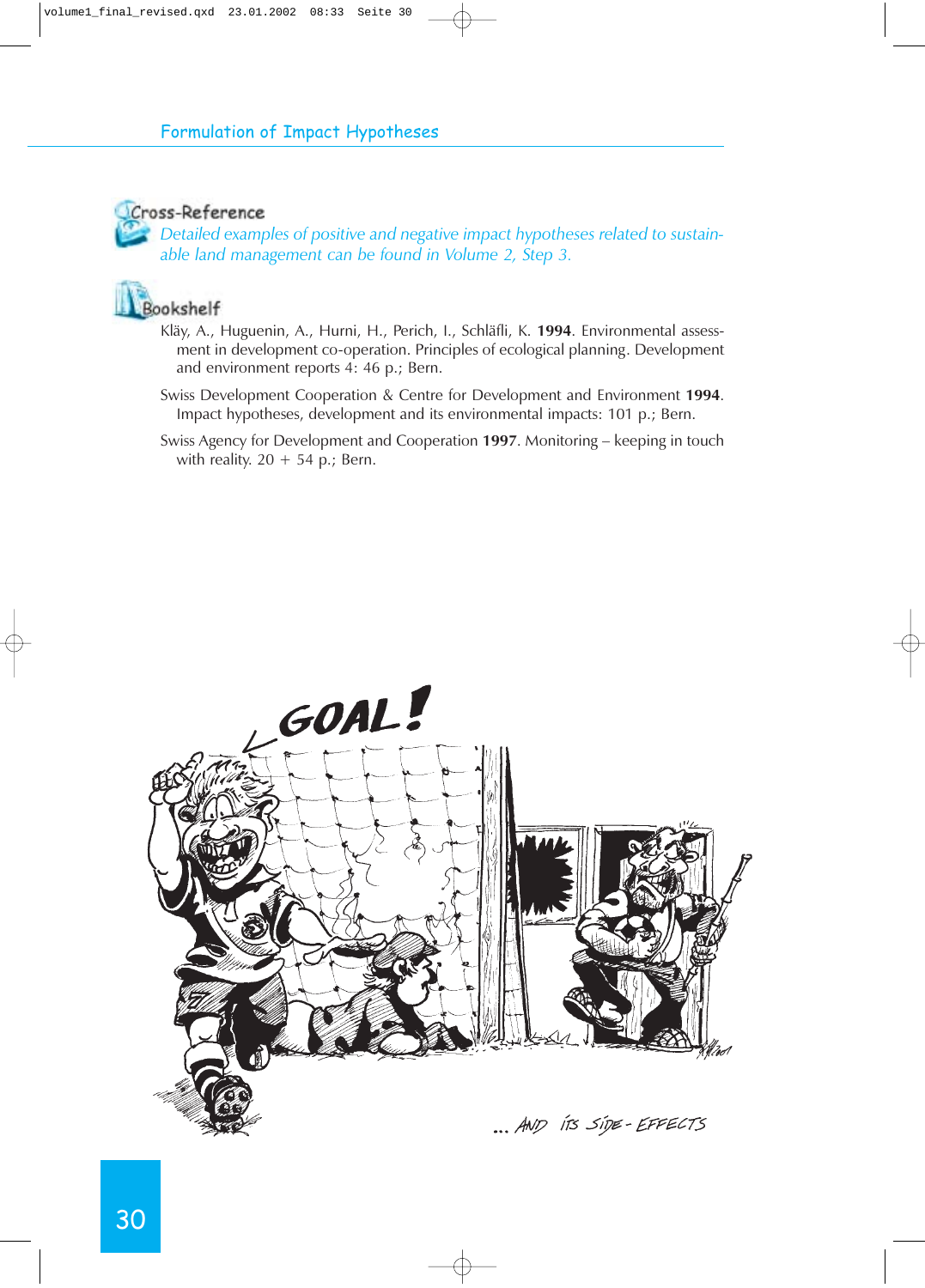### Cross-Reference

*Detailed examples of positive and negative impact hypotheses related to sustainable land management can be found in Volume 2, Step 3.*

### Bookshelf

Kläy, A., Huguenin, A., Hurni, H., Perich, I., Schläfli, K. **1994**. Environmental assessment in development co-operation. Principles of ecological planning. Development and environment reports 4: 46 p.; Bern.

Swiss Development Cooperation & Centre for Development and Environment **1994**. Impact hypotheses, development and its environmental impacts: 101 p.; Bern.

Swiss Agency for Development and Cooperation **1997**. Monitoring – keeping in touch with reality. 20 + 54 p.; Bern.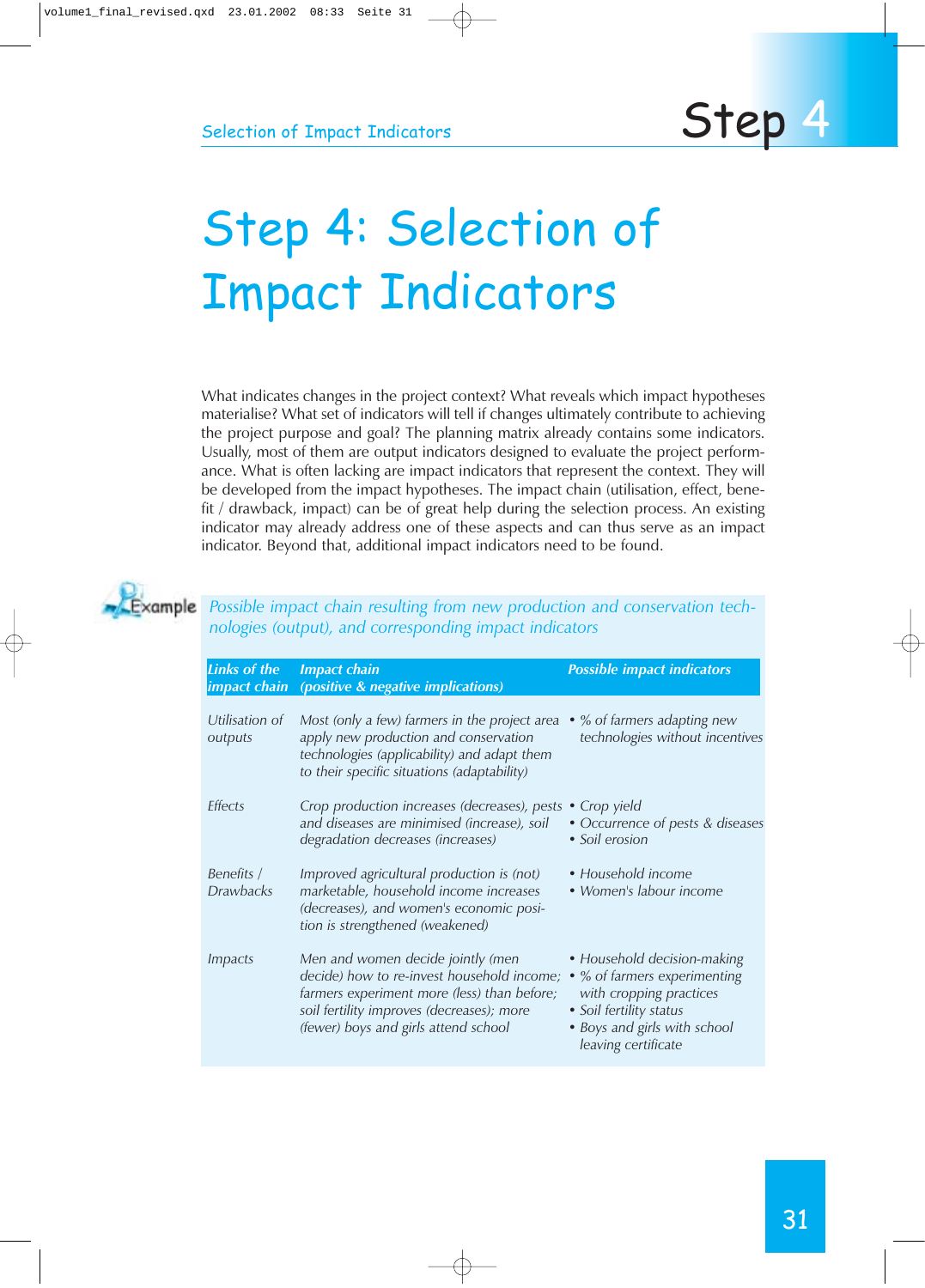# Step 4: Selection of Impact Indicators

What indicates changes in the project context? What reveals which impact hypotheses materialise? What set of indicators will tell if changes ultimately contribute to achieving the project purpose and goal? The planning matrix already contains some indicators. Usually, most of them are output indicators designed to evaluate the project performance. What is often lacking are impact indicators that represent the context. They will be developed from the impact hypotheses. The impact chain (utilisation, effect, benefit / drawback, impact) can be of great help during the selection process. An existing indicator may already address one of these aspects and can thus serve as an impact indicator. Beyond that, additional impact indicators need to be found.

Example

*Possible impact chain resulting from new production and conservation technologies (output), and corresponding impact indicators*

| *Links of the impact chain* | *Impact chain (positive & negative implications)* | *Possible impact indicators* |
|---|---|---|
| *Utilisation of outputs* | *Most (only a few) farmers in the project area apply new production and conservation technologies (applicability) and adapt them to their specific situations (adaptability)* | • *% of farmers adapting new technologies without incentives* |
| *Effects* | *Crop production increases (decreases), pests and diseases are minimised (increase), soil degradation decreases (increases)* | • *Crop yield*<br>• *Occurrence of pests & diseases*<br>• *Soil erosion* |
| *Benefits / Drawbacks* | *Improved agricultural production is (not) marketable, household income increases (decreases), and women's economic position is strengthened (weakened)* | • *Household income*<br>• *Women's labour income* |
| *Impacts* | *Men and women decide jointly (men decide) how to re-invest household income; farmers experiment more (less) than before; soil fertility improves (decreases); more (fewer) boys and girls attend school* | • *Household decision-making*<br>• *% of farmers experimenting with cropping practices*<br>• *Soil fertility status*<br>• *Boys and girls with school leaving certificate* |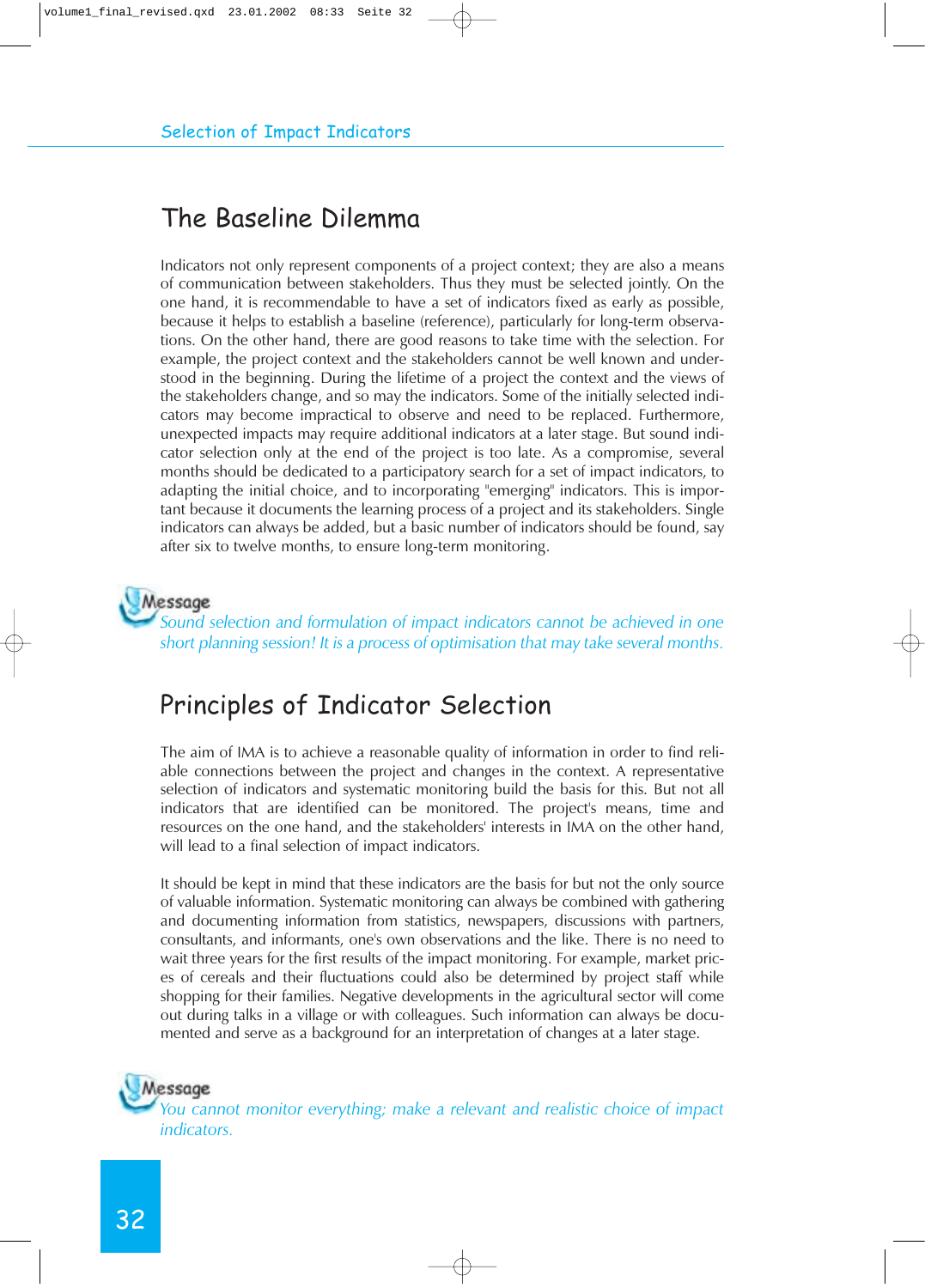## The Baseline Dilemma

Indicators not only represent components of a project context; they are also a means of communication between stakeholders. Thus they must be selected jointly. On the one hand, it is recommendable to have a set of indicators fixed as early as possible, because it helps to establish a baseline (reference), particularly for long-term observations. On the other hand, there are good reasons to take time with the selection. For example, the project context and the stakeholders cannot be well known and understood in the beginning. During the lifetime of a project the context and the views of the stakeholders change, and so may the indicators. Some of the initially selected indicators may become impractical to observe and need to be replaced. Furthermore, unexpected impacts may require additional indicators at a later stage. But sound indicator selection only at the end of the project is too late. As a compromise, several months should be dedicated to a participatory search for a set of impact indicators, to adapting the initial choice, and to incorporating "emerging" indicators. This is important because it documents the learning process of a project and its stakeholders. Single indicators can always be added, but a basic number of indicators should be found, say after six to twelve months, to ensure long-term monitoring.

**Message**
*Sound selection and formulation of impact indicators cannot be achieved in one short planning session! It is a process of optimisation that may take several months.*

## Principles of Indicator Selection

The aim of IMA is to achieve a reasonable quality of information in order to find reliable connections between the project and changes in the context. A representative selection of indicators and systematic monitoring build the basis for this. But not all indicators that are identified can be monitored. The project's means, time and resources on the one hand, and the stakeholders' interests in IMA on the other hand, will lead to a final selection of impact indicators.

It should be kept in mind that these indicators are the basis for but not the only source of valuable information. Systematic monitoring can always be combined with gathering and documenting information from statistics, newspapers, discussions with partners, consultants, and informants, one's own observations and the like. There is no need to wait three years for the first results of the impact monitoring. For example, market prices of cereals and their fluctuations could also be determined by project staff while shopping for their families. Negative developments in the agricultural sector will come out during talks in a village or with colleagues. Such information can always be documented and serve as a background for an interpretation of changes at a later stage.

**Message**
*You cannot monitor everything; make a relevant and realistic choice of impact indicators.*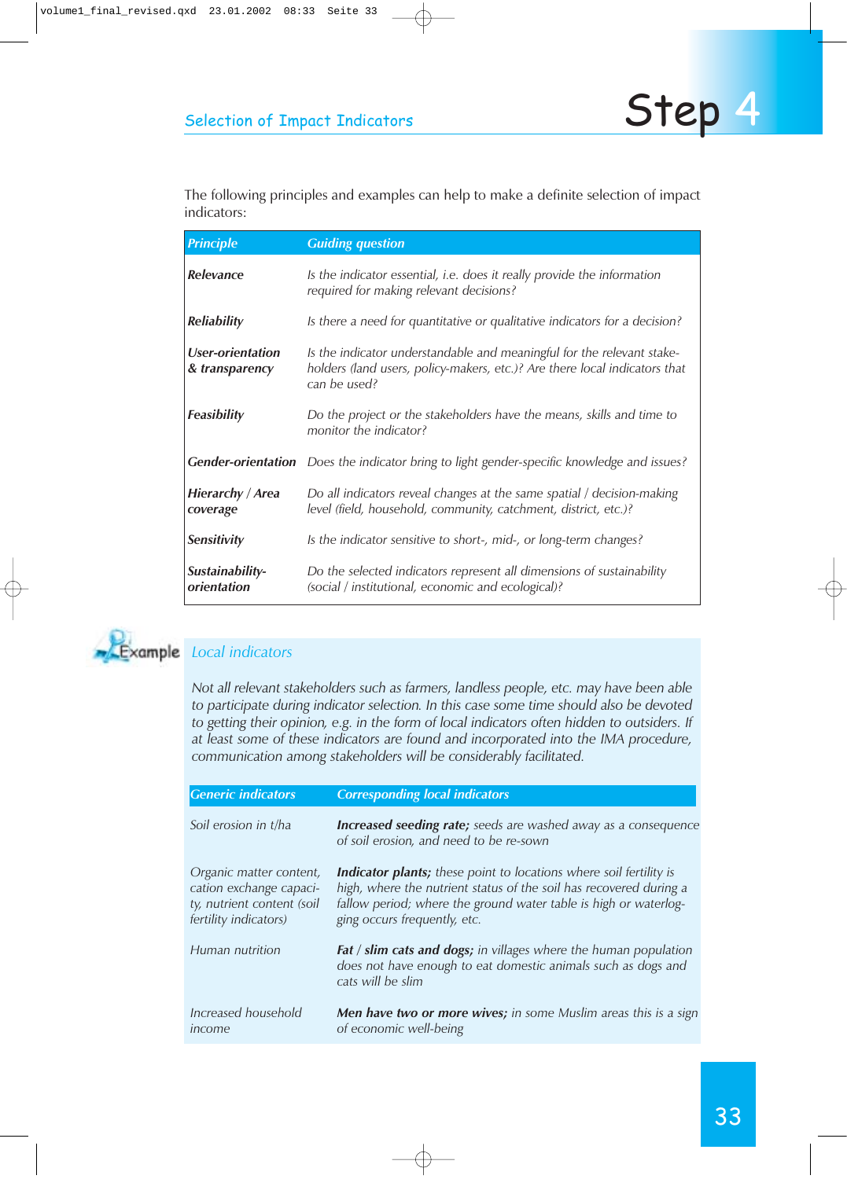## Selection of Impact Indicators

# Step 4

The following principles and examples can help to make a definite selection of impact indicators:

| *Principle* | *Guiding question* |
|---|---|
| ***Relevance*** | *Is the indicator essential, i.e. does it really provide the information required for making relevant decisions?* |
| ***Reliability*** | *Is there a need for quantitative or qualitative indicators for a decision?* |
| ***User-orientation & transparency*** | *Is the indicator understandable and meaningful for the relevant stake-holders (land users, policy-makers, etc.)? Are there local indicators that can be used?* |
| ***Feasibility*** | *Do the project or the stakeholders have the means, skills and time to monitor the indicator?* |
| ***Gender-orientation*** | *Does the indicator bring to light gender-specific knowledge and issues?* |
| ***Hierarchy / Area coverage*** | *Do all indicators reveal changes at the same spatial / decision-making level (field, household, community, catchment, district, etc.)?* |
| ***Sensitivity*** | *Is the indicator sensitive to short-, mid-, or long-term changes?* |
| ***Sustainability-orientation*** | *Do the selected indicators represent all dimensions of sustainability (social / institutional, economic and ecological)?* |

Example

*Local indicators*

*Not all relevant stakeholders such as farmers, landless people, etc. may have been able to participate during indicator selection. In this case some time should also be devoted to getting their opinion, e.g. in the form of local indicators often hidden to outsiders. If at least some of these indicators are found and incorporated into the IMA procedure, communication among stakeholders will be considerably facilitated.*

| *Generic indicators* | *Corresponding local indicators* |
|---|---|
| *Soil erosion in t/ha* | ***Increased seeding rate;*** *seeds are washed away as a consequence of soil erosion, and need to be re-sown* |
| *Organic matter content, cation exchange capacity, nutrient content (soil fertility indicators)* | ***Indicator plants;*** *these point to locations where soil fertility is high, where the nutrient status of the soil has recovered during a fallow period; where the ground water table is high or waterlogging occurs frequently, etc.* |
| *Human nutrition* | ***Fat / slim cats and dogs;*** *in villages where the human population does not have enough to eat domestic animals such as dogs and cats will be slim* |
| *Increased household income* | ***Men have two or more wives;*** *in some Muslim areas this is a sign of economic well-being* |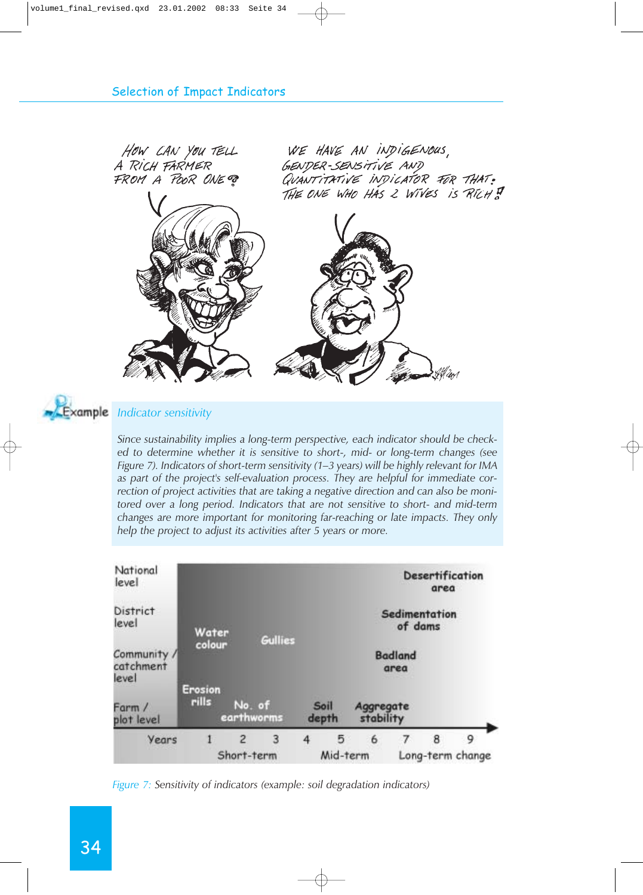## Selection of Impact Indicators

HOW CAN YOU TELL A RICH FARMER FROM A POOR ONE?

WE HAVE AN INDIGENOUS, GENDER-SENSITIVE AND QUANTITATIVE INDICATOR FOR THAT: THE ONE WHO HAS 2 WIVES IS RICH!

**Example**

*Indicator sensitivity*

*Since sustainability implies a long-term perspective, each indicator should be checked to determine whether it is sensitive to short-, mid- or long-term changes (see Figure 7). Indicators of short-term sensitivity (1–3 years) will be highly relevant for IMA as part of the project's self-evaluation process. They are helpful for immediate correction of project activities that are taking a negative direction and can also be monitored over a long period. Indicators that are not sensitive to short- and mid-term changes are more important for monitoring far-reaching or late impacts. They only help the project to adjust its activities after 5 years or more.*

| Level | Short-term (Years 1–3) | Mid-term (Years 4–6) | Long-term change (Years 7–9) |
|---|---|---|---|
| National level | | | Desertification area |
| District level | | | Sedimentation of dams |
| Community / catchment level | Water colour; Gullies | | Badland area |
| Farm / plot level | Erosion rills; No. of earthworms | Soil depth; Aggregate stability | |

*Figure 7:* Sensitivity of indicators (example: soil degradation indicators)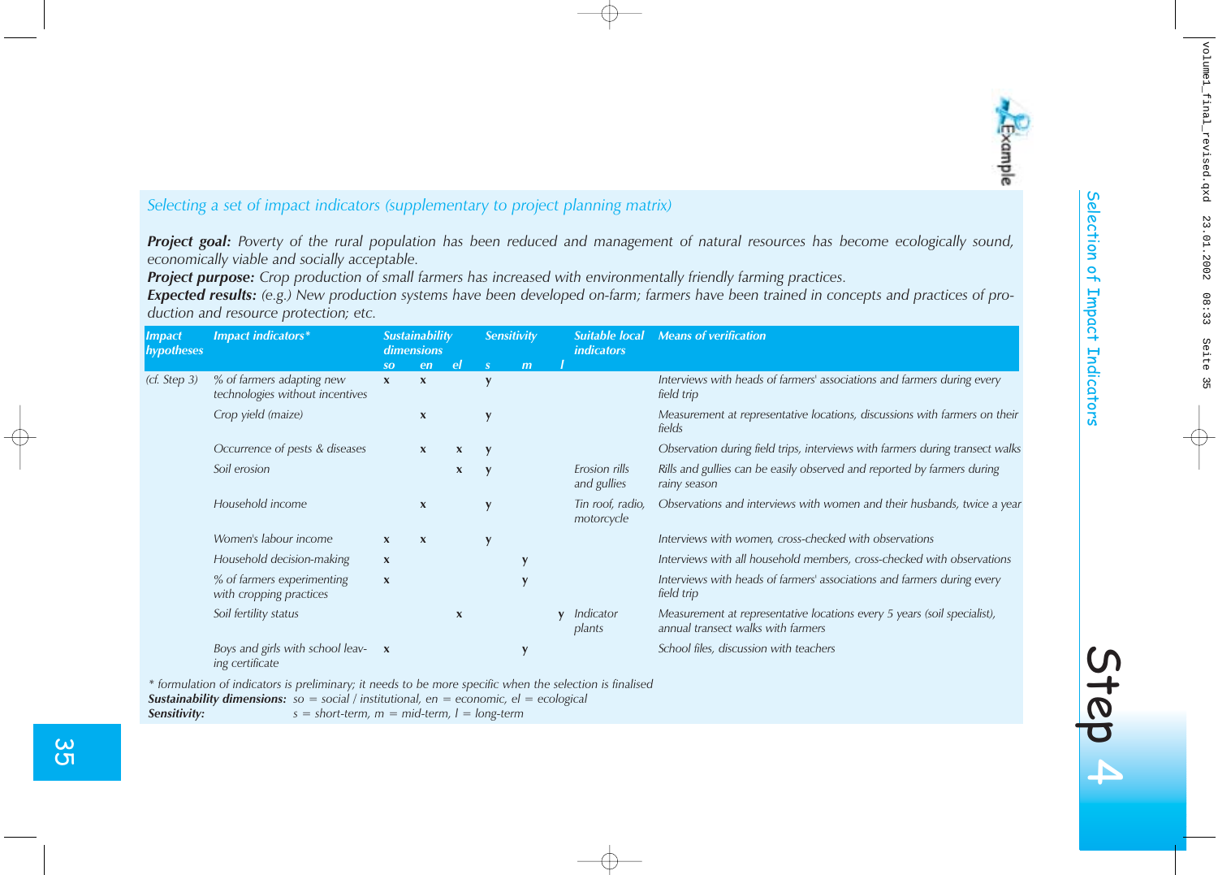*Selecting a set of impact indicators (supplementary to project planning matrix)*

***Project goal:*** *Poverty of the rural population has been reduced and management of natural resources has become ecologically sound, economically viable and socially acceptable.*
***Project purpose:*** *Crop production of small farmers has increased with environmentally friendly farming practices.*
***Expected results:*** *(e.g.) New production systems have been developed on-farm; farmers have been trained in concepts and practices of production and resource protection; etc.*

| Impact hypotheses | Impact indicators* | Sustainability dimensions | | | Sensitivity | | | Suitable local indicators | Means of verification |
|---|---|---|---|---|---|---|---|---|---|
| | | so | en | el | s | m | l | | |
| (cf. Step 3) | % of farmers adapting new technologies without incentives | x | x | | y | | | | Interviews with heads of farmers' associations and farmers during every field trip |
| | Crop yield (maize) | | x | | y | | | | Measurement at representative locations, discussions with farmers on their fields |
| | Occurrence of pests & diseases | | x | x | y | | | | Observation during field trips, interviews with farmers during transect walks |
| | Soil erosion | | | x | y | | | Erosion rills and gullies | Rills and gullies can be easily observed and reported by farmers during rainy season |
| | Household income | | x | | y | | | Tin roof, radio, motorcycle | Observations and interviews with women and their husbands, twice a year |
| | Women's labour income | x | x | | y | | | | Interviews with women, cross-checked with observations |
| | Household decision-making | x | | | | y | | | Interviews with all household members, cross-checked with observations |
| | % of farmers experimenting with cropping practices | x | | | | y | | | Interviews with heads of farmers' associations and farmers during every field trip |
| | Soil fertility status | | | x | | | y | Indicator plants | Measurement at representative locations every 5 years (soil specialist), annual transect walks with farmers |
| | Boys and girls with school leaving certificate | x | | | | y | | | School files, discussion with teachers |

\* formulation of indicators is preliminary; it needs to be more specific when the selection is finalised
**Sustainability dimensions:** so = social / institutional, en = economic, el = ecological
**Sensitivity:** s = short-term, m = mid-term, l = long-term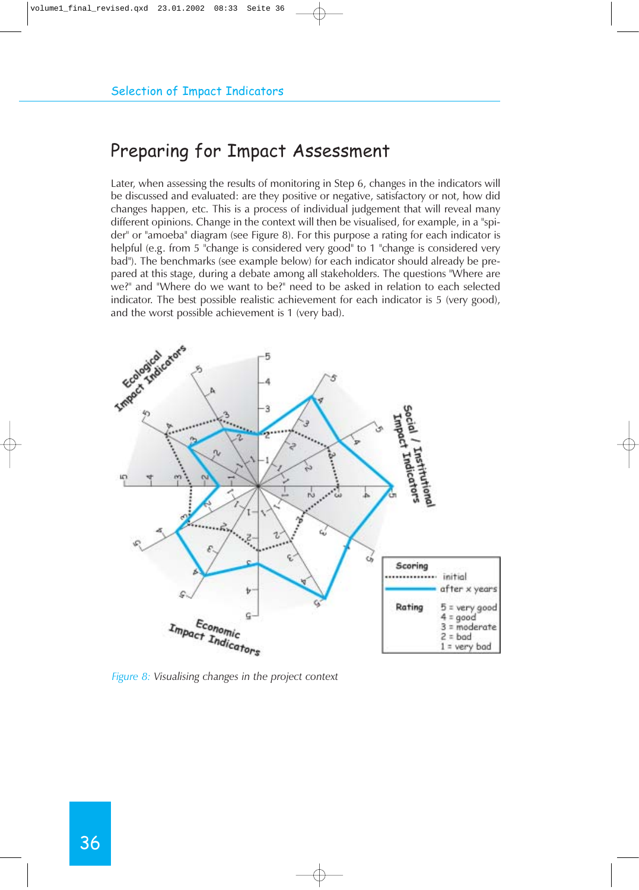## Preparing for Impact Assessment

Later, when assessing the results of monitoring in Step 6, changes in the indicators will be discussed and evaluated: are they positive or negative, satisfactory or not, how did changes happen, etc. This is a process of individual judgement that will reveal many different opinions. Change in the context will then be visualised, for example, in a "spider" or "amoeba" diagram (see Figure 8). For this purpose a rating for each indicator is helpful (e.g. from 5 "change is considered very good" to 1 "change is considered very bad"). The benchmarks (see example below) for each indicator should already be prepared at this stage, during a debate among all stakeholders. The questions "Where are we?" and "Where do we want to be?" need to be asked in relation to each selected indicator. The best possible realistic achievement for each indicator is 5 (very good), and the worst possible achievement is 1 (very bad).

*Figure 8: Visualising changes in the project context*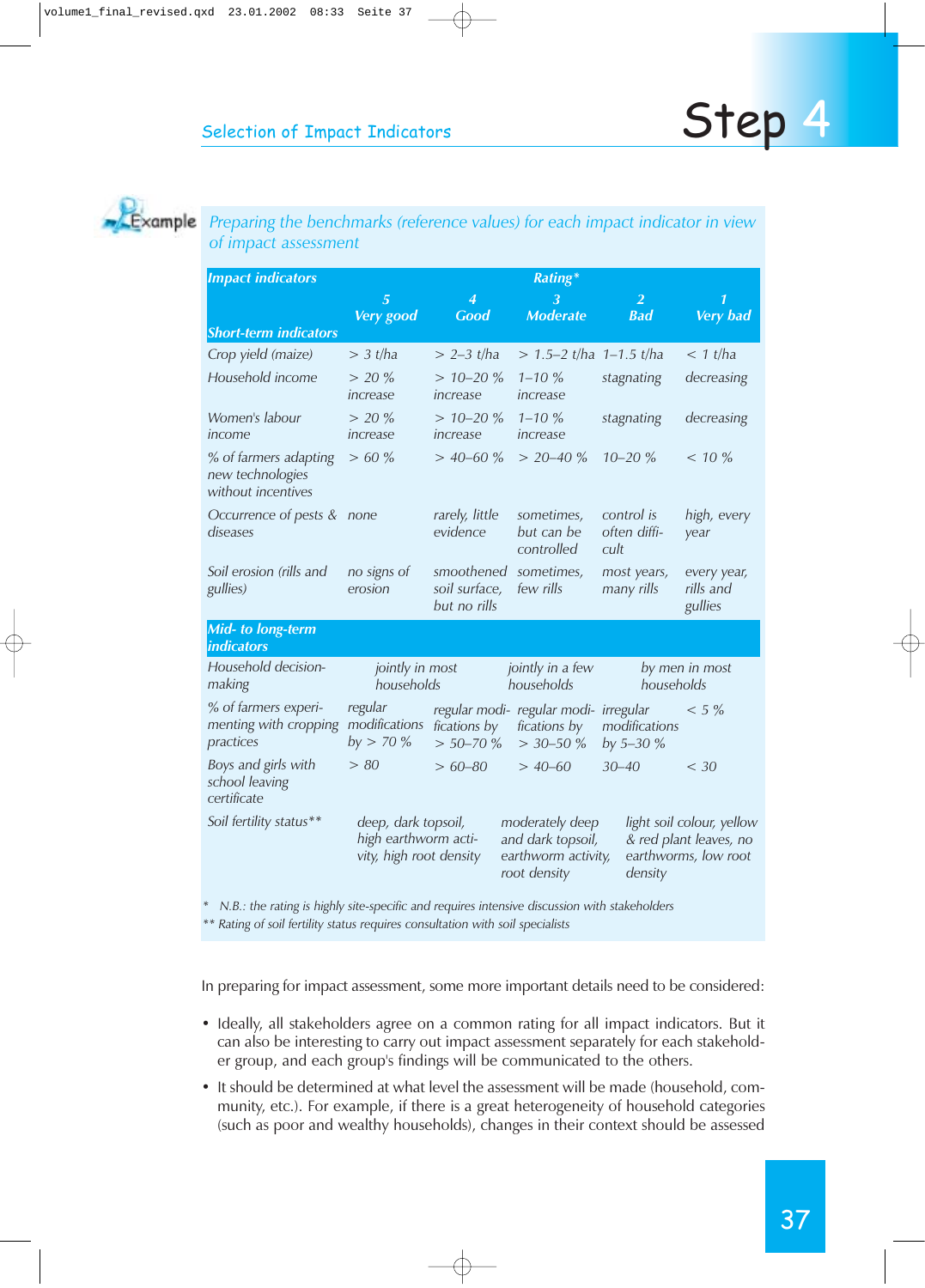## Selection of Impact Indicators

# Step 4

Example

*Preparing the benchmarks (reference values) for each impact indicator in view of impact assessment*

| Impact indicators | Rating* | | | | |
|---|---|---|---|---|---|
| | 5 Very good | 4 Good | 3 Moderate | 2 Bad | 1 Very bad |
| **Short-term indicators** | | | | | |
| Crop yield (maize) | > 3 t/ha | > 2–3 t/ha | > 1.5–2 t/ha | 1–1.5 t/ha | < 1 t/ha |
| Household income | > 20 % increase | > 10–20 % increase | 1–10 % increase | stagnating | decreasing |
| Women's labour income | > 20 % increase | > 10–20 % increase | 1–10 % increase | stagnating | decreasing |
| % of farmers adapting new technologies without incentives | > 60 % | > 40–60 % | > 20–40 % | 10–20 % | < 10 % |
| Occurrence of pests & diseases | none | rarely, little evidence | sometimes, but can be controlled | control is often difficult | high, every year |
| Soil erosion (rills and gullies) | no signs of erosion | smoothened soil surface, but no rills | sometimes, few rills | most years, many rills | every year, rills and gullies |
| **Mid- to long-term indicators** | | | | | |
| Household decision-making | jointly in most households | | jointly in a few households | | by men in most households |
| % of farmers experimenting with cropping practices | regular modifications by > 70 % | regular modifications by > 50–70 % | regular modifications by > 30–50 % | irregular modifications by 5–30 % | < 5 % |
| Boys and girls with school leaving certificate | > 80 | > 60–80 | > 40–60 | 30–40 | < 30 |
| Soil fertility status** | deep, dark topsoil, high earthworm activity, high root density | | moderately deep and dark topsoil, earthworm activity, root density | | light soil colour, yellow & red plant leaves, no earthworms, low root density |

\* N.B.: the rating is highly site-specific and requires intensive discussion with stakeholders
\** Rating of soil fertility status requires consultation with soil specialists

In preparing for impact assessment, some more important details need to be considered:

- Ideally, all stakeholders agree on a common rating for all impact indicators. But it can also be interesting to carry out impact assessment separately for each stakeholder group, and each group's findings will be communicated to the others.
- It should be determined at what level the assessment will be made (household, community, etc.). For example, if there is a great heterogeneity of household categories (such as poor and wealthy households), changes in their context should be assessed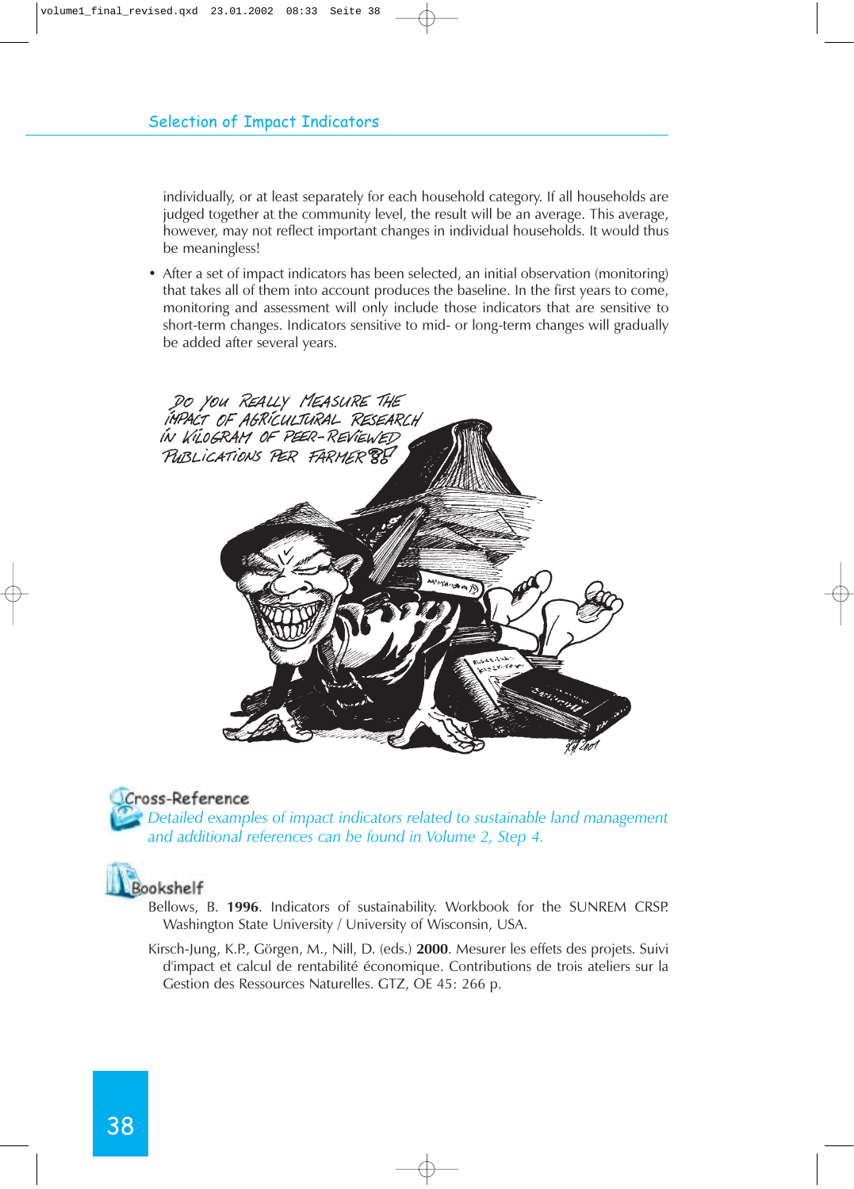individually, or at least separately for each household category. If all households are judged together at the community level, the result will be an average. This average, however, may not reflect important changes in individual households. It would thus be meaningless!

- After a set of impact indicators has been selected, an initial observation (monitoring) that takes all of them into account produces the baseline. In the first years to come, monitoring and assessment will only include those indicators that are sensitive to short-term changes. Indicators sensitive to mid- or long-term changes will gradually be added after several years.

### Cross-Reference

*Detailed examples of impact indicators related to sustainable land management and additional references can be found in Volume 2, Step 4.*

### Bookshelf

Bellows, B. **1996**. Indicators of sustainability. Workbook for the SUNREM CRSP. Washington State University / University of Wisconsin, USA.

Kirsch-Jung, K.P., Görgen, M., Nill, D. (eds.) **2000**. Mesurer les effets des projets. Suivi d'impact et calcul de rentabilité économique. Contributions de trois ateliers sur la Gestion des Ressources Naturelles. GTZ, OE 45: 266 p.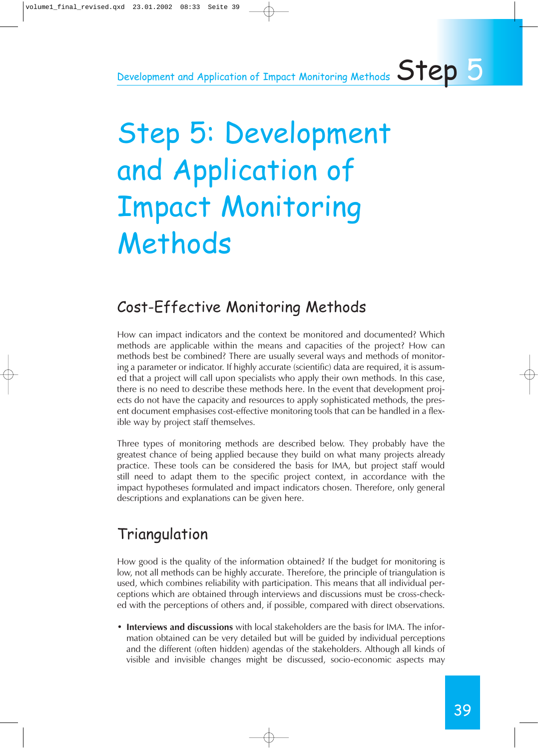# Step 5: Development and Application of Impact Monitoring Methods

## Cost-Effective Monitoring Methods

How can impact indicators and the context be monitored and documented? Which methods are applicable within the means and capacities of the project? How can methods best be combined? There are usually several ways and methods of monitoring a parameter or indicator. If highly accurate (scientific) data are required, it is assumed that a project will call upon specialists who apply their own methods. In this case, there is no need to describe these methods here. In the event that development projects do not have the capacity and resources to apply sophisticated methods, the present document emphasises cost-effective monitoring tools that can be handled in a flexible way by project staff themselves.

Three types of monitoring methods are described below. They probably have the greatest chance of being applied because they build on what many projects already practice. These tools can be considered the basis for IMA, but project staff would still need to adapt them to the specific project context, in accordance with the impact hypotheses formulated and impact indicators chosen. Therefore, only general descriptions and explanations can be given here.

## Triangulation

How good is the quality of the information obtained? If the budget for monitoring is low, not all methods can be highly accurate. Therefore, the principle of triangulation is used, which combines reliability with participation. This means that all individual perceptions which are obtained through interviews and discussions must be cross-checked with the perceptions of others and, if possible, compared with direct observations.

- **Interviews and discussions** with local stakeholders are the basis for IMA. The information obtained can be very detailed but will be guided by individual perceptions and the different (often hidden) agendas of the stakeholders. Although all kinds of visible and invisible changes might be discussed, socio-economic aspects may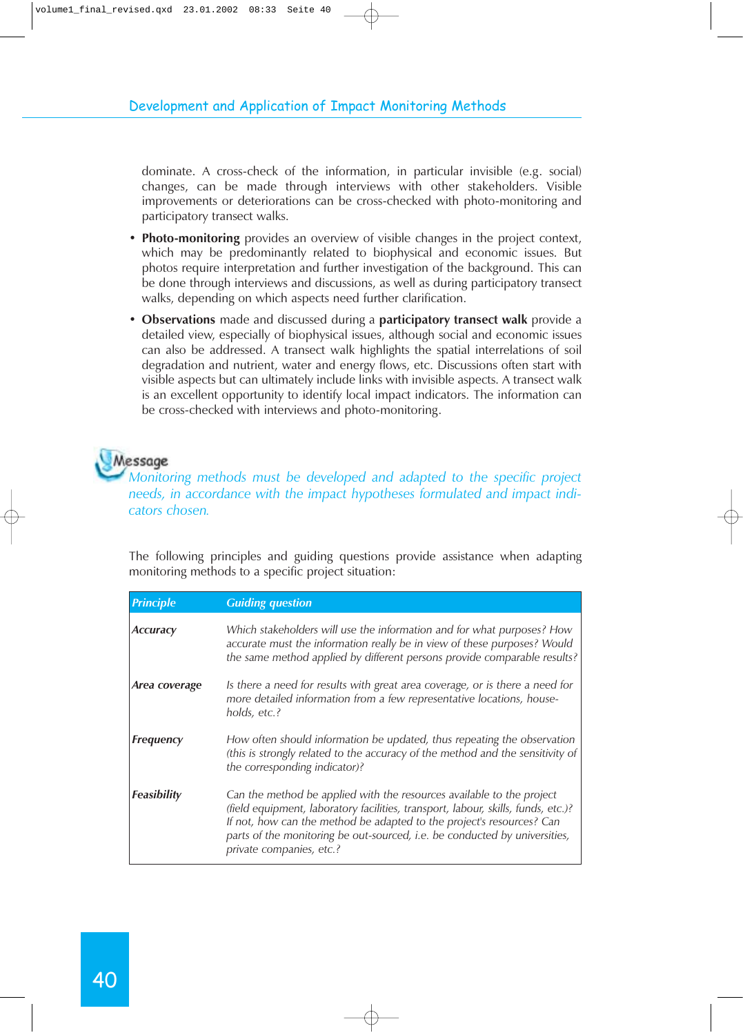dominate. A cross-check of the information, in particular invisible (e.g. social) changes, can be made through interviews with other stakeholders. Visible improvements or deteriorations can be cross-checked with photo-monitoring and participatory transect walks.

- **Photo-monitoring** provides an overview of visible changes in the project context, which may be predominantly related to biophysical and economic issues. But photos require interpretation and further investigation of the background. This can be done through interviews and discussions, as well as during participatory transect walks, depending on which aspects need further clarification.
- **Observations** made and discussed during a **participatory transect walk** provide a detailed view, especially of biophysical issues, although social and economic issues can also be addressed. A transect walk highlights the spatial interrelations of soil degradation and nutrient, water and energy flows, etc. Discussions often start with visible aspects but can ultimately include links with invisible aspects. A transect walk is an excellent opportunity to identify local impact indicators. The information can be cross-checked with interviews and photo-monitoring.

**Message**

*Monitoring methods must be developed and adapted to the specific project needs, in accordance with the impact hypotheses formulated and impact indicators chosen.*

The following principles and guiding questions provide assistance when adapting monitoring methods to a specific project situation:

| *Principle* | *Guiding question* |
|---|---|
| ***Accuracy*** | *Which stakeholders will use the information and for what purposes? How accurate must the information really be in view of these purposes? Would the same method applied by different persons provide comparable results?* |
| ***Area coverage*** | *Is there a need for results with great area coverage, or is there a need for more detailed information from a few representative locations, households, etc.?* |
| ***Frequency*** | *How often should information be updated, thus repeating the observation (this is strongly related to the accuracy of the method and the sensitivity of the corresponding indicator)?* |
| ***Feasibility*** | *Can the method be applied with the resources available to the project (field equipment, laboratory facilities, transport, labour, skills, funds, etc.)? If not, how can the method be adapted to the project's resources? Can parts of the monitoring be out-sourced, i.e. be conducted by universities, private companies, etc.?* |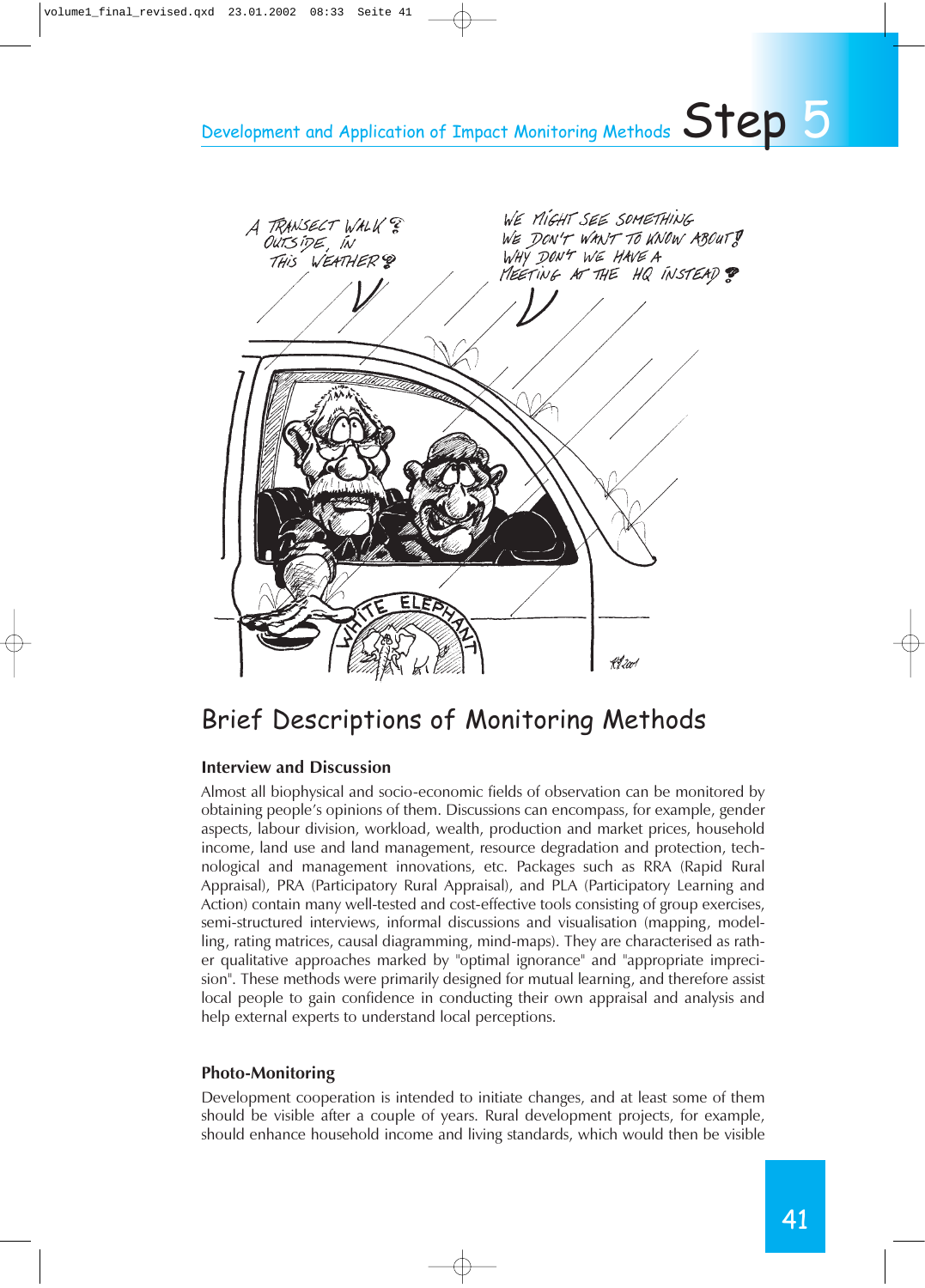# Brief Descriptions of Monitoring Methods

### Interview and Discussion

Almost all biophysical and socio-economic fields of observation can be monitored by obtaining people's opinions of them. Discussions can encompass, for example, gender aspects, labour division, workload, wealth, production and market prices, household income, land use and land management, resource degradation and protection, technological and management innovations, etc. Packages such as RRA (Rapid Rural Appraisal), PRA (Participatory Rural Appraisal), and PLA (Participatory Learning and Action) contain many well-tested and cost-effective tools consisting of group exercises, semi-structured interviews, informal discussions and visualisation (mapping, modelling, rating matrices, causal diagramming, mind-maps). They are characterised as rather qualitative approaches marked by "optimal ignorance" and "appropriate imprecision". These methods were primarily designed for mutual learning, and therefore assist local people to gain confidence in conducting their own appraisal and analysis and help external experts to understand local perceptions.

### Photo-Monitoring

Development cooperation is intended to initiate changes, and at least some of them should be visible after a couple of years. Rural development projects, for example, should enhance household income and living standards, which would then be visible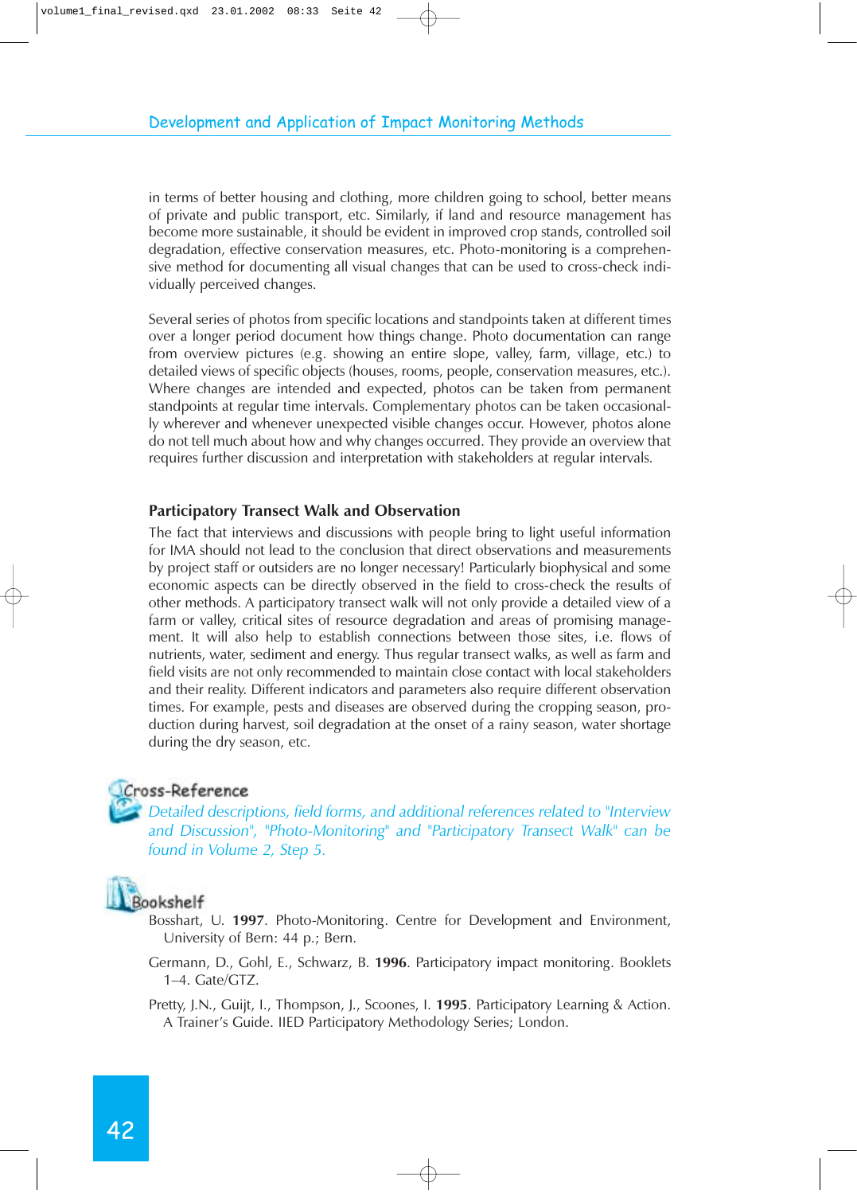in terms of better housing and clothing, more children going to school, better means of private and public transport, etc. Similarly, if land and resource management has become more sustainable, it should be evident in improved crop stands, controlled soil degradation, effective conservation measures, etc. Photo-monitoring is a comprehensive method for documenting all visual changes that can be used to cross-check individually perceived changes.

Several series of photos from specific locations and standpoints taken at different times over a longer period document how things change. Photo documentation can range from overview pictures (e.g. showing an entire slope, valley, farm, village, etc.) to detailed views of specific objects (houses, rooms, people, conservation measures, etc.). Where changes are intended and expected, photos can be taken from permanent standpoints at regular time intervals. Complementary photos can be taken occasionally wherever and whenever unexpected visible changes occur. However, photos alone do not tell much about how and why changes occurred. They provide an overview that requires further discussion and interpretation with stakeholders at regular intervals.

### Participatory Transect Walk and Observation

The fact that interviews and discussions with people bring to light useful information for IMA should not lead to the conclusion that direct observations and measurements by project staff or outsiders are no longer necessary! Particularly biophysical and some economic aspects can be directly observed in the field to cross-check the results of other methods. A participatory transect walk will not only provide a detailed view of a farm or valley, critical sites of resource degradation and areas of promising management. It will also help to establish connections between those sites, i.e. flows of nutrients, water, sediment and energy. Thus regular transect walks, as well as farm and field visits are not only recommended to maintain close contact with local stakeholders and their reality. Different indicators and parameters also require different observation times. For example, pests and diseases are observed during the cropping season, production during harvest, soil degradation at the onset of a rainy season, water shortage during the dry season, etc.

#### Cross-Reference

*Detailed descriptions, field forms, and additional references related to "Interview and Discussion", "Photo-Monitoring" and "Participatory Transect Walk" can be found in Volume 2, Step 5.*

#### Bookshelf

Bosshart, U. **1997**. Photo-Monitoring. Centre for Development and Environment, University of Bern: 44 p.; Bern.

Germann, D., Gohl, E., Schwarz, B. **1996**. Participatory impact monitoring. Booklets 1–4. Gate/GTZ.

Pretty, J.N., Guijt, I., Thompson, J., Scoones, I. **1995**. Participatory Learning & Action. A Trainer's Guide. IIED Participatory Methodology Series; London.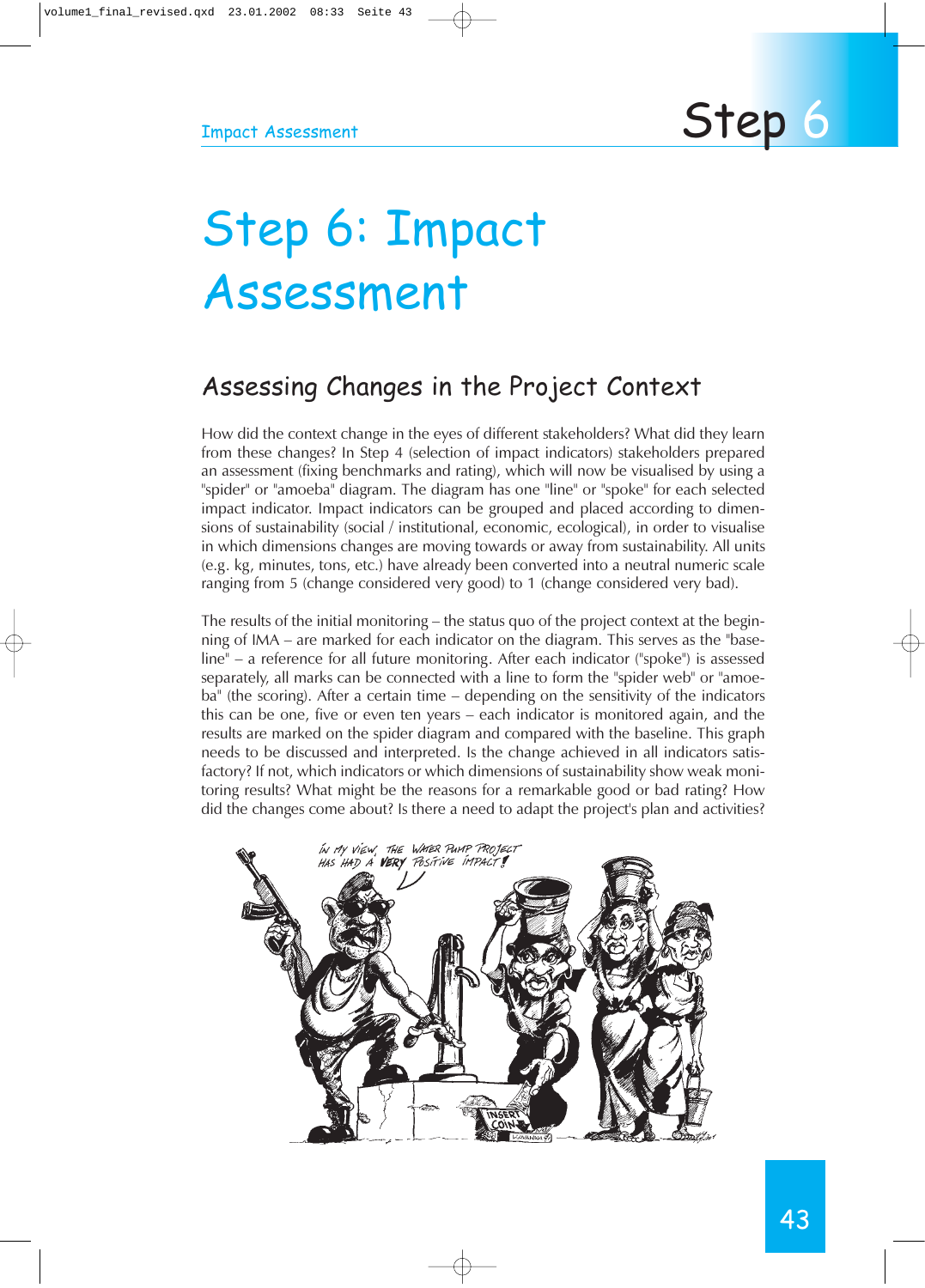# Step 6: Impact Assessment

## Assessing Changes in the Project Context

How did the context change in the eyes of different stakeholders? What did they learn from these changes? In Step 4 (selection of impact indicators) stakeholders prepared an assessment (fixing benchmarks and rating), which will now be visualised by using a "spider" or "amoeba" diagram. The diagram has one "line" or "spoke" for each selected impact indicator. Impact indicators can be grouped and placed according to dimensions of sustainability (social / institutional, economic, ecological), in order to visualise in which dimensions changes are moving towards or away from sustainability. All units (e.g. kg, minutes, tons, etc.) have already been converted into a neutral numeric scale ranging from 5 (change considered very good) to 1 (change considered very bad).

The results of the initial monitoring – the status quo of the project context at the beginning of IMA – are marked for each indicator on the diagram. This serves as the "baseline" – a reference for all future monitoring. After each indicator ("spoke") is assessed separately, all marks can be connected with a line to form the "spider web" or "amoeba" (the scoring). After a certain time – depending on the sensitivity of the indicators this can be one, five or even ten years – each indicator is monitored again, and the results are marked on the spider diagram and compared with the baseline. This graph needs to be discussed and interpreted. Is the change achieved in all indicators satisfactory? If not, which indicators or which dimensions of sustainability show weak monitoring results? What might be the reasons for a remarkable good or bad rating? How did the changes come about? Is there a need to adapt the project's plan and activities?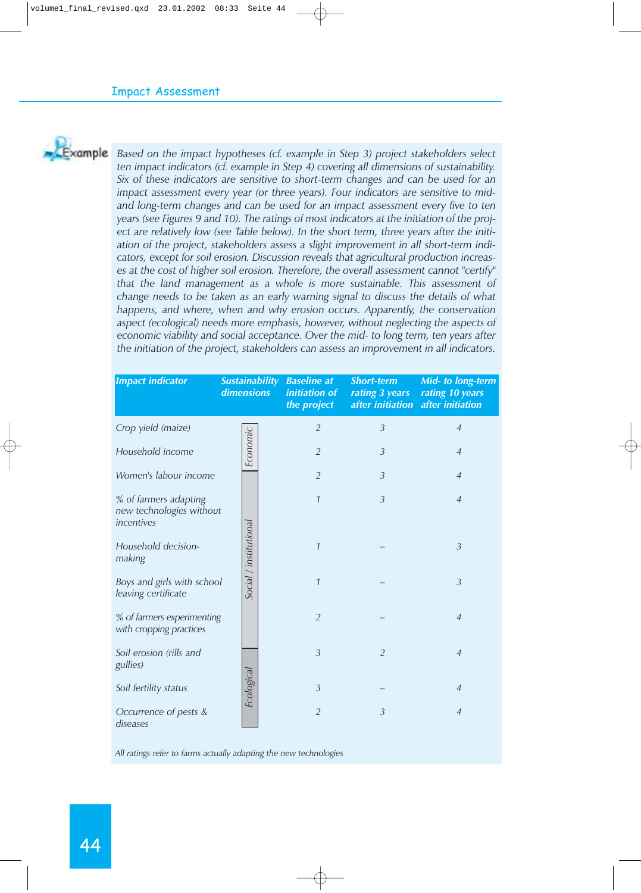## Impact Assessment

**Example**

*Based on the impact hypotheses (cf. example in Step 3) project stakeholders select ten impact indicators (cf. example in Step 4) covering all dimensions of sustainability. Six of these indicators are sensitive to short-term changes and can be used for an impact assessment every year (or three years). Four indicators are sensitive to mid- and long-term changes and can be used for an impact assessment every five to ten years (see Figures 9 and 10). The ratings of most indicators at the initiation of the project are relatively low (see Table below). In the short term, three years after the initiation of the project, stakeholders assess a slight improvement in all short-term indicators, except for soil erosion. Discussion reveals that agricultural production increases at the cost of higher soil erosion. Therefore, the overall assessment cannot "certify" that the land management as a whole is more sustainable. This assessment of change needs to be taken as an early warning signal to discuss the details of what happens, and where, when and why erosion occurs. Apparently, the conservation aspect (ecological) needs more emphasis, however, without neglecting the aspects of economic viability and social acceptance. Over the mid- to long term, ten years after the initiation of the project, stakeholders can assess an improvement in all indicators.*

| Impact indicator | Sustainability dimensions | Baseline at initiation of the project | Short-term rating 3 years after initiation | Mid- to long-term rating 10 years after initiation |
|---|---|---|---|---|
| Crop yield (maize) | Economic | 2 | 3 | 4 |
| Household income | Economic | 2 | 3 | 4 |
| Women's labour income | Social / institutional | 2 | 3 | 4 |
| % of farmers adapting new technologies without incentives | Social / institutional | 1 | 3 | 4 |
| Household decision-making | Social / institutional | 1 | – | 3 |
| Boys and girls with school leaving certificate | Social / institutional | 1 | – | 3 |
| % of farmers experimenting with cropping practices | Social / institutional | 2 | – | 4 |
| Soil erosion (rills and gullies) | Ecological | 3 | 2 | 4 |
| Soil fertility status | Ecological | 3 | – | 4 |
| Occurrence of pests & diseases | Ecological | 2 | 3 | 4 |

*All ratings refer to farms actually adapting the new technologies*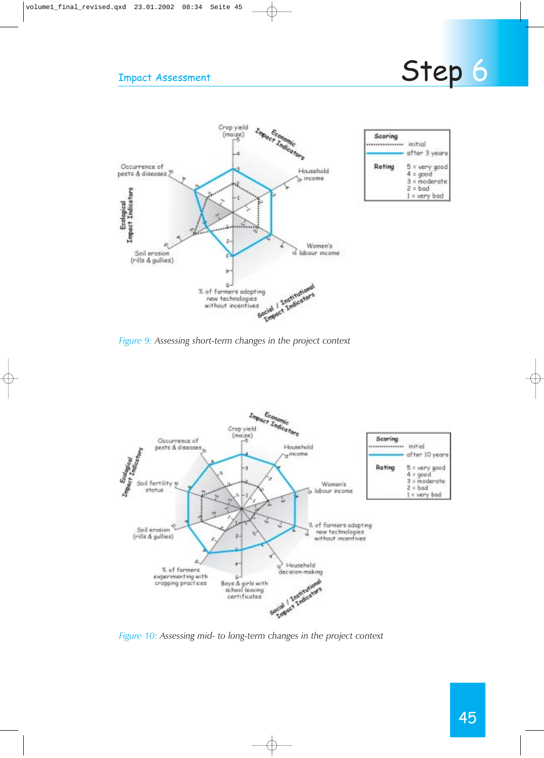Figure 9: Assessing short-term changes in the project context

Figure 10: Assessing mid- to long-term changes in the project context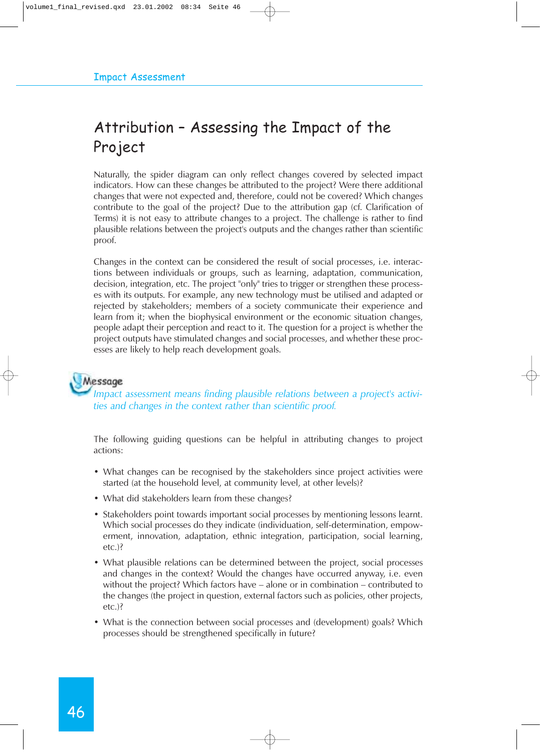# Attribution – Assessing the Impact of the Project

Naturally, the spider diagram can only reflect changes covered by selected impact indicators. How can these changes be attributed to the project? Were there additional changes that were not expected and, therefore, could not be covered? Which changes contribute to the goal of the project? Due to the attribution gap (cf. Clarification of Terms) it is not easy to attribute changes to a project. The challenge is rather to find plausible relations between the project's outputs and the changes rather than scientific proof.

Changes in the context can be considered the result of social processes, i.e. interactions between individuals or groups, such as learning, adaptation, communication, decision, integration, etc. The project "only" tries to trigger or strengthen these processes with its outputs. For example, any new technology must be utilised and adapted or rejected by stakeholders; members of a society communicate their experience and learn from it; when the biophysical environment or the economic situation changes, people adapt their perception and react to it. The question for a project is whether the project outputs have stimulated changes and social processes, and whether these processes are likely to help reach development goals.

**Message**

*Impact assessment means finding plausible relations between a project's activities and changes in the context rather than scientific proof.*

The following guiding questions can be helpful in attributing changes to project actions:

- What changes can be recognised by the stakeholders since project activities were started (at the household level, at community level, at other levels)?
- What did stakeholders learn from these changes?
- Stakeholders point towards important social processes by mentioning lessons learnt. Which social processes do they indicate (individuation, self-determination, empowerment, innovation, adaptation, ethnic integration, participation, social learning, etc.)?
- What plausible relations can be determined between the project, social processes and changes in the context? Would the changes have occurred anyway, i.e. even without the project? Which factors have – alone or in combination – contributed to the changes (the project in question, external factors such as policies, other projects, etc.)?
- What is the connection between social processes and (development) goals? Which processes should be strengthened specifically in future?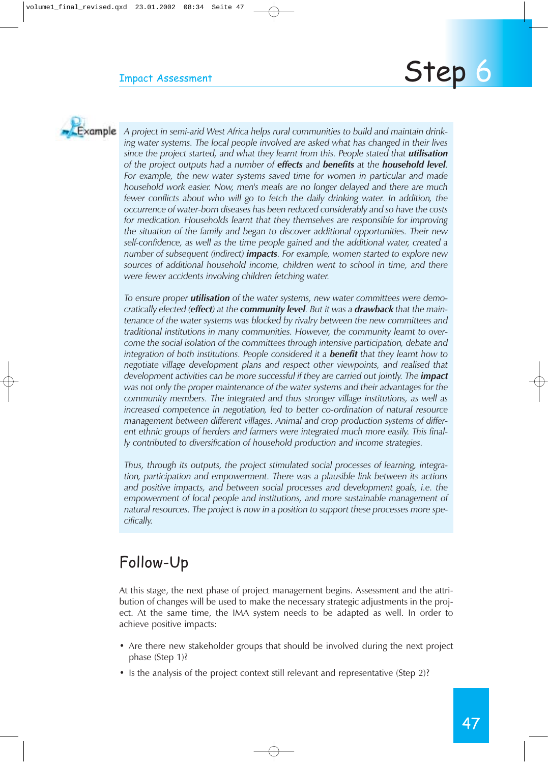**Example**

*A project in semi-arid West Africa helps rural communities to build and maintain drinking water systems. The local people involved are asked what has changed in their lives since the project started, and what they learnt from this. People stated that* ***utilisation*** *of the project outputs had a number of* ***effects*** *and* ***benefits*** *at the* ***household level****. For example, the new water systems saved time for women in particular and made household work easier. Now, men's meals are no longer delayed and there are much fewer conflicts about who will go to fetch the daily drinking water. In addition, the occurrence of water-born diseases has been reduced considerably and so have the costs for medication. Households learnt that they themselves are responsible for improving the situation of the family and began to discover additional opportunities. Their new self-confidence, as well as the time people gained and the additional water, created a number of subsequent (indirect)* ***impacts****. For example, women started to explore new sources of additional household income, children went to school in time, and there were fewer accidents involving children fetching water.*

*To ensure proper* ***utilisation*** *of the water systems, new water committees were democratically elected (****effect****) at the* ***community level****. But it was a* ***drawback*** *that the maintenance of the water systems was blocked by rivalry between the new committees and traditional institutions in many communities. However, the community learnt to overcome the social isolation of the committees through intensive participation, debate and integration of both institutions. People considered it a* ***benefit*** *that they learnt how to negotiate village development plans and respect other viewpoints, and realised that development activities can be more successful if they are carried out jointly. The* ***impact*** *was not only the proper maintenance of the water systems and their advantages for the community members. The integrated and thus stronger village institutions, as well as increased competence in negotiation, led to better co-ordination of natural resource management between different villages. Animal and crop production systems of different ethnic groups of herders and farmers were integrated much more easily. This finally contributed to diversification of household production and income strategies.*

*Thus, through its outputs, the project stimulated social processes of learning, integration, participation and empowerment. There was a plausible link between its actions and positive impacts, and between social processes and development goals, i.e. the empowerment of local people and institutions, and more sustainable management of natural resources. The project is now in a position to support these processes more specifically.*

## Follow-Up

At this stage, the next phase of project management begins. Assessment and the attribution of changes will be used to make the necessary strategic adjustments in the project. At the same time, the IMA system needs to be adapted as well. In order to achieve positive impacts:

- Are there new stakeholder groups that should be involved during the next project phase (Step 1)?
- Is the analysis of the project context still relevant and representative (Step 2)?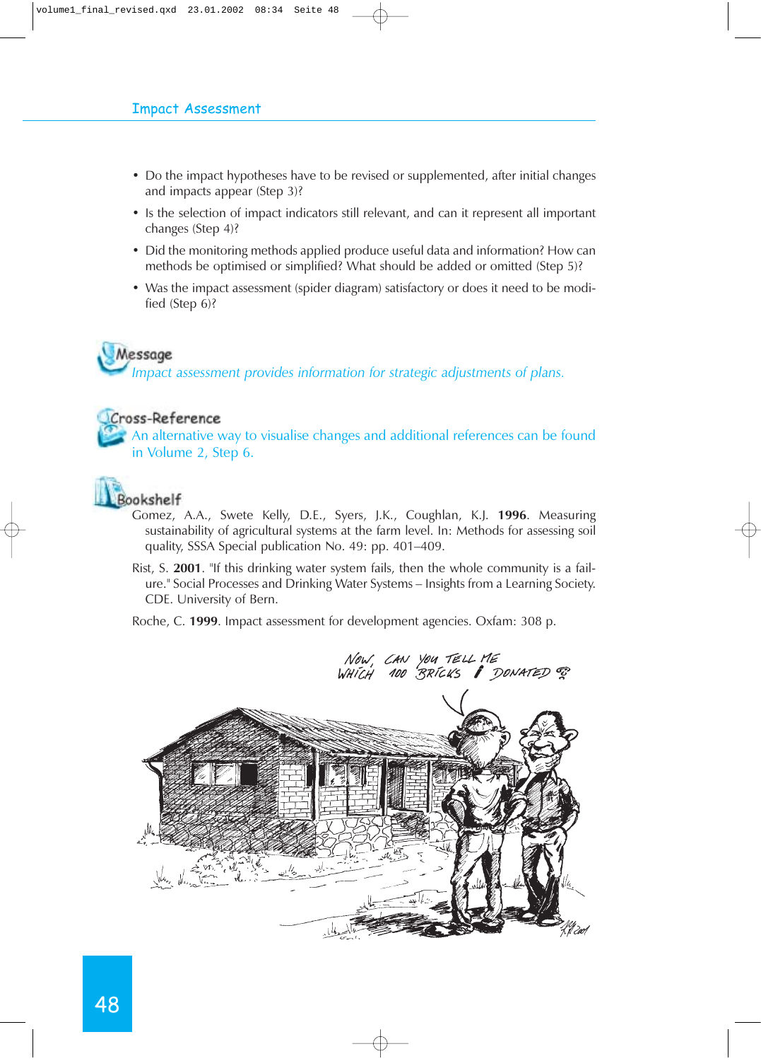- Do the impact hypotheses have to be revised or supplemented, after initial changes and impacts appear (Step 3)?
- Is the selection of impact indicators still relevant, and can it represent all important changes (Step 4)?
- Did the monitoring methods applied produce useful data and information? How can methods be optimised or simplified? What should be added or omitted (Step 5)?
- Was the impact assessment (spider diagram) satisfactory or does it need to be modified (Step 6)?

### Message

*Impact assessment provides information for strategic adjustments of plans.*

### Cross-Reference

An alternative way to visualise changes and additional references can be found in Volume 2, Step 6.

### Bookshelf

Gomez, A.A., Swete Kelly, D.E., Syers, J.K., Coughlan, K.J. **1996**. Measuring sustainability of agricultural systems at the farm level. In: Methods for assessing soil quality, SSSA Special publication No. 49: pp. 401–409.

Rist, S. **2001**. "If this drinking water system fails, then the whole community is a failure." Social Processes and Drinking Water Systems – Insights from a Learning Society. CDE. University of Bern.

Roche, C. **1999**. Impact assessment for development agencies. Oxfam: 308 p.